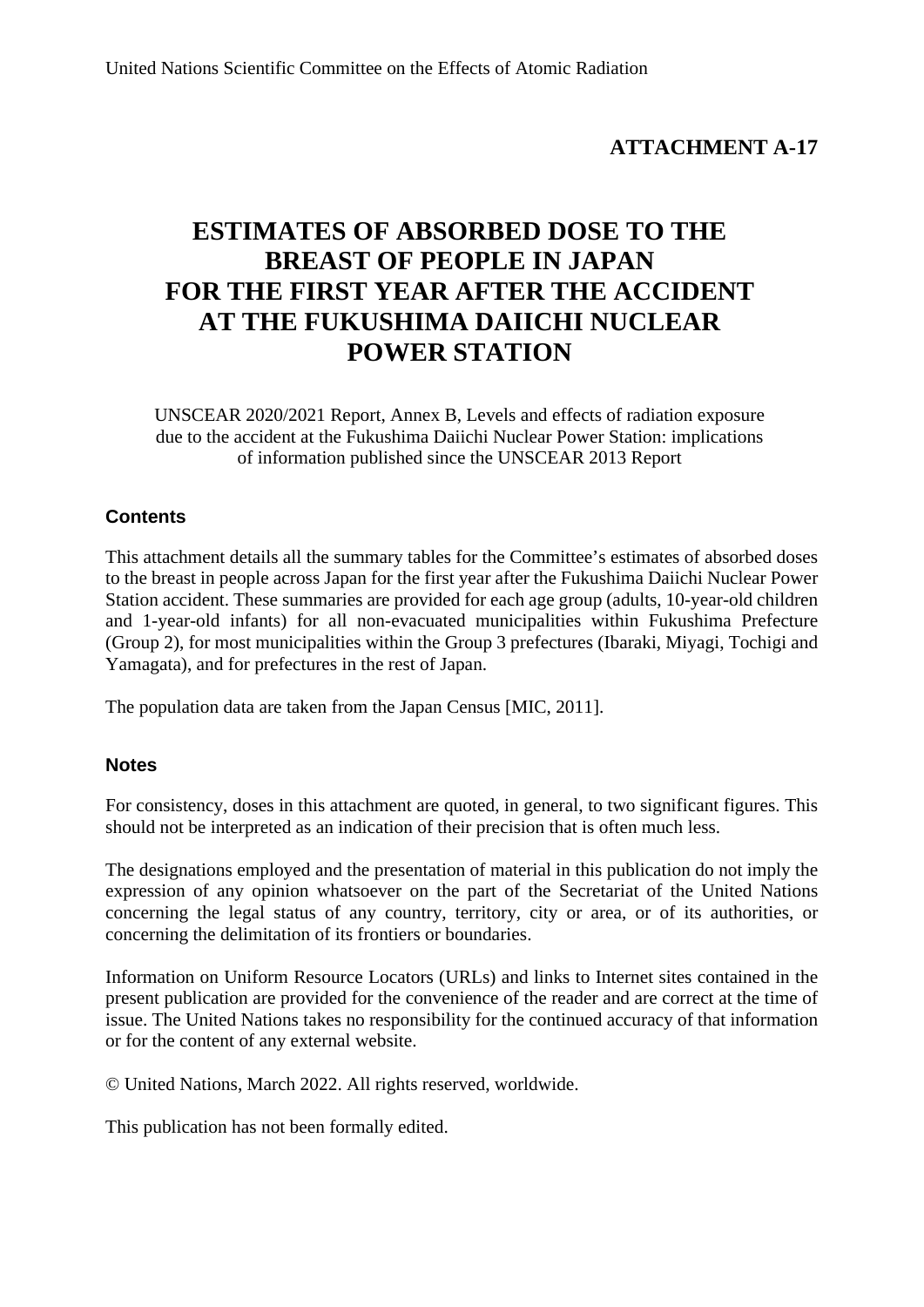United Nations Scientific Committee on the Effects of Atomic Radiation

**ATTACHMENT A-17**

# ESTIMATES OF ABSORBED DOSE TO THE BREAST OF PEOPLE IN JAPAN FOR THE FIRST YEAR AFTER THE ACCIDENT AT THE FUKUSHIMA DAIICHI NUCLEAR POWER STATION

UNSCEAR 2020/2021 Report, Annex B, Levels and effects of radiation exposure due to the accident at the Fukushima Daiichi Nuclear Power Station: implications of information published since the UNSCEAR 2013 Report

## Contents

This attachment details all the summary tables for the Committee's estimates of absorbed doses to the breast in people across Japan for the first year after the Fukushima Daiichi Nuclear Power Station accident. These summaries are provided for each age group (adults, 10-year-old children and 1-year-old infants) for all non-evacuated municipalities within Fukushima Prefecture (Group 2), for most municipalities within the Group 3 prefectures (Ibaraki, Miyagi, Tochigi and Yamagata), and for prefectures in the rest of Japan.

The population data are taken from the Japan Census [MIC, 2011].

## Notes

For consistency, doses in this attachment are quoted, in general, to two significant figures. This should not be interpreted as an indication of their precision that is often much less.

The designations employed and the presentation of material in this publication do not imply the expression of any opinion whatsoever on the part of the Secretariat of the United Nations concerning the legal status of any country, territory, city or area, or of its authorities, or concerning the delimitation of its frontiers or boundaries.

Information on Uniform Resource Locators (URLs) and links to Internet sites contained in the present publication are provided for the convenience of the reader and are correct at the time of issue. The United Nations takes no responsibility for the continued accuracy of that information or for the content of any external website.

© United Nations, March 2022. All rights reserved, worldwide.

This publication has not been formally edited.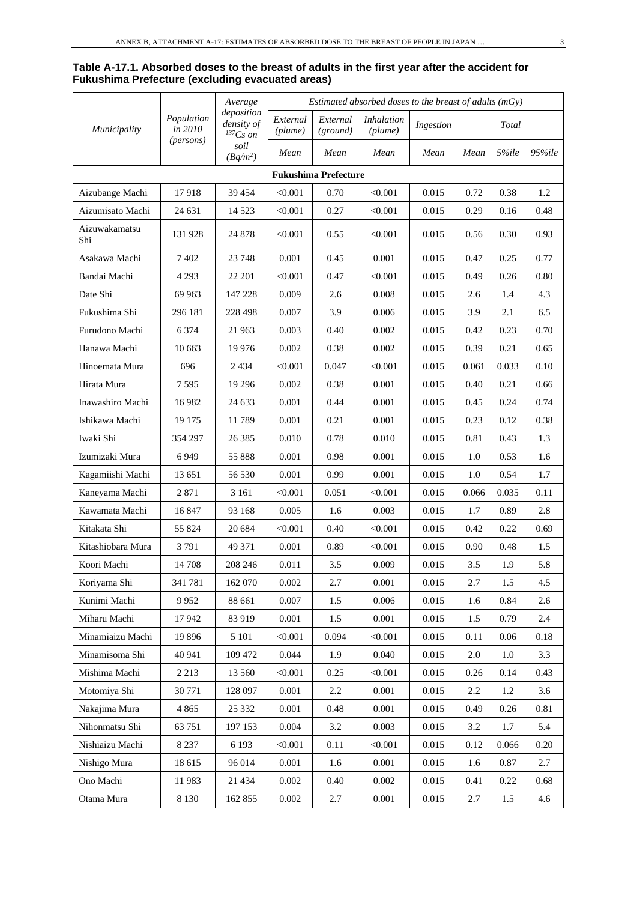**Table A-17.1. Absorbed doses to the breast of adults in the first year after the accident for Fukushima Prefecture (excluding evacuated areas)**

| *Municipality* | *Population in 2010 (persons)* | *Average deposition density of $^{137}Cs$ on soil ($Bq/m^2$)* | *Estimated absorbed doses to the breast of adults (mGy)* | | | | | | |
|---|---|---|---|---|---|---|---|---|---|
| | | | *External (plume)* | *External (ground)* | *Inhalation (plume)* | *Ingestion* | *Total* | | |
| | | | *Mean* | *Mean* | *Mean* | *Mean* | *Mean* | *5%ile* | *95%ile* |
| **Fukushima Prefecture** | | | | | | | | | |
| Aizubange Machi | 17 918 | 39 454 | <0.001 | 0.70 | <0.001 | 0.015 | 0.72 | 0.38 | 1.2 |
| Aizumisato Machi | 24 631 | 14 523 | <0.001 | 0.27 | <0.001 | 0.015 | 0.29 | 0.16 | 0.48 |
| Aizuwakamatsu Shi | 131 928 | 24 878 | <0.001 | 0.55 | <0.001 | 0.015 | 0.56 | 0.30 | 0.93 |
| Asakawa Machi | 7 402 | 23 748 | 0.001 | 0.45 | 0.001 | 0.015 | 0.47 | 0.25 | 0.77 |
| Bandai Machi | 4 293 | 22 201 | <0.001 | 0.47 | <0.001 | 0.015 | 0.49 | 0.26 | 0.80 |
| Date Shi | 69 963 | 147 228 | 0.009 | 2.6 | 0.008 | 0.015 | 2.6 | 1.4 | 4.3 |
| Fukushima Shi | 296 181 | 228 498 | 0.007 | 3.9 | 0.006 | 0.015 | 3.9 | 2.1 | 6.5 |
| Furudono Machi | 6 374 | 21 963 | 0.003 | 0.40 | 0.002 | 0.015 | 0.42 | 0.23 | 0.70 |
| Hanawa Machi | 10 663 | 19 976 | 0.002 | 0.38 | 0.002 | 0.015 | 0.39 | 0.21 | 0.65 |
| Hinoemata Mura | 696 | 2 434 | <0.001 | 0.047 | <0.001 | 0.015 | 0.061 | 0.033 | 0.10 |
| Hirata Mura | 7 595 | 19 296 | 0.002 | 0.38 | 0.001 | 0.015 | 0.40 | 0.21 | 0.66 |
| Inawashiro Machi | 16 982 | 24 633 | 0.001 | 0.44 | 0.001 | 0.015 | 0.45 | 0.24 | 0.74 |
| Ishikawa Machi | 19 175 | 11 789 | 0.001 | 0.21 | 0.001 | 0.015 | 0.23 | 0.12 | 0.38 |
| Iwaki Shi | 354 297 | 26 385 | 0.010 | 0.78 | 0.010 | 0.015 | 0.81 | 0.43 | 1.3 |
| Izumizaki Mura | 6 949 | 55 888 | 0.001 | 0.98 | 0.001 | 0.015 | 1.0 | 0.53 | 1.6 |
| Kagamiishi Machi | 13 651 | 56 530 | 0.001 | 0.99 | 0.001 | 0.015 | 1.0 | 0.54 | 1.7 |
| Kaneyama Machi | 2 871 | 3 161 | <0.001 | 0.051 | <0.001 | 0.015 | 0.066 | 0.035 | 0.11 |
| Kawamata Machi | 16 847 | 93 168 | 0.005 | 1.6 | 0.003 | 0.015 | 1.7 | 0.89 | 2.8 |
| Kitakata Shi | 55 824 | 20 684 | <0.001 | 0.40 | <0.001 | 0.015 | 0.42 | 0.22 | 0.69 |
| Kitashiobara Mura | 3 791 | 49 371 | 0.001 | 0.89 | <0.001 | 0.015 | 0.90 | 0.48 | 1.5 |
| Koori Machi | 14 708 | 208 246 | 0.011 | 3.5 | 0.009 | 0.015 | 3.5 | 1.9 | 5.8 |
| Koriyama Shi | 341 781 | 162 070 | 0.002 | 2.7 | 0.001 | 0.015 | 2.7 | 1.5 | 4.5 |
| Kunimi Machi | 9 952 | 88 661 | 0.007 | 1.5 | 0.006 | 0.015 | 1.6 | 0.84 | 2.6 |
| Miharu Machi | 17 942 | 83 919 | 0.001 | 1.5 | 0.001 | 0.015 | 1.5 | 0.79 | 2.4 |
| Minamiaizu Machi | 19 896 | 5 101 | <0.001 | 0.094 | <0.001 | 0.015 | 0.11 | 0.06 | 0.18 |
| Minamisoma Shi | 40 941 | 109 472 | 0.044 | 1.9 | 0.040 | 0.015 | 2.0 | 1.0 | 3.3 |
| Mishima Machi | 2 213 | 13 560 | <0.001 | 0.25 | <0.001 | 0.015 | 0.26 | 0.14 | 0.43 |
| Motomiya Shi | 30 771 | 128 097 | 0.001 | 2.2 | 0.001 | 0.015 | 2.2 | 1.2 | 3.6 |
| Nakajima Mura | 4 865 | 25 332 | 0.001 | 0.48 | 0.001 | 0.015 | 0.49 | 0.26 | 0.81 |
| Nihonmatsu Shi | 63 751 | 197 153 | 0.004 | 3.2 | 0.003 | 0.015 | 3.2 | 1.7 | 5.4 |
| Nishiaizu Machi | 8 237 | 6 193 | <0.001 | 0.11 | <0.001 | 0.015 | 0.12 | 0.066 | 0.20 |
| Nishigo Mura | 18 615 | 96 014 | 0.001 | 1.6 | 0.001 | 0.015 | 1.6 | 0.87 | 2.7 |
| Ono Machi | 11 983 | 21 434 | 0.002 | 0.40 | 0.002 | 0.015 | 0.41 | 0.22 | 0.68 |
| Otama Mura | 8 130 | 162 855 | 0.002 | 2.7 | 0.001 | 0.015 | 2.7 | 1.5 | 4.6 |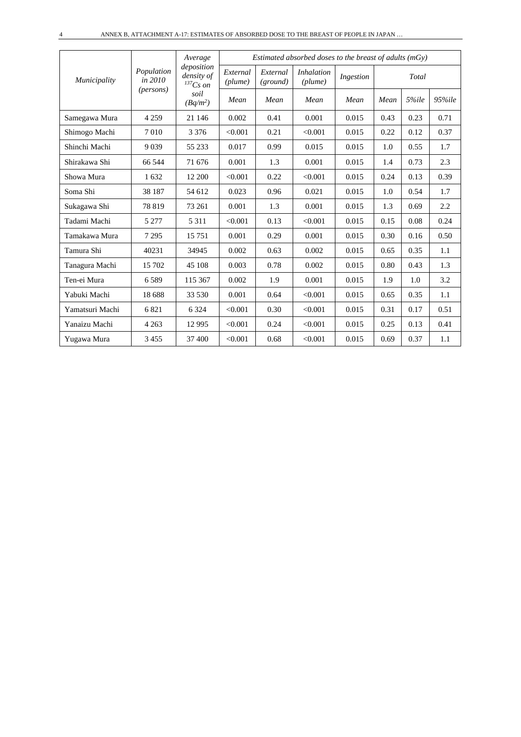| *Municipality* | *Population in 2010 (persons)* | *Average deposition density of $^{137}Cs$ on soil ($Bq/m^2$)* | *Estimated absorbed doses to the breast of adults (mGy)* | | | | | | |
|---|---|---|---|---|---|---|---|---|---|
| | | | *External (plume)* | *External (ground)* | *Inhalation (plume)* | *Ingestion* | *Total* | | |
| | | | *Mean* | *Mean* | *Mean* | *Mean* | *Mean* | *5%ile* | *95%ile* |
| Samegawa Mura | 4 259 | 21 146 | 0.002 | 0.41 | 0.001 | 0.015 | 0.43 | 0.23 | 0.71 |
| Shimogo Machi | 7 010 | 3 376 | <0.001 | 0.21 | <0.001 | 0.015 | 0.22 | 0.12 | 0.37 |
| Shinchi Machi | 9 039 | 55 233 | 0.017 | 0.99 | 0.015 | 0.015 | 1.0 | 0.55 | 1.7 |
| Shirakawa Shi | 66 544 | 71 676 | 0.001 | 1.3 | 0.001 | 0.015 | 1.4 | 0.73 | 2.3 |
| Showa Mura | 1 632 | 12 200 | <0.001 | 0.22 | <0.001 | 0.015 | 0.24 | 0.13 | 0.39 |
| Soma Shi | 38 187 | 54 612 | 0.023 | 0.96 | 0.021 | 0.015 | 1.0 | 0.54 | 1.7 |
| Sukagawa Shi | 78 819 | 73 261 | 0.001 | 1.3 | 0.001 | 0.015 | 1.3 | 0.69 | 2.2 |
| Tadami Machi | 5 277 | 5 311 | <0.001 | 0.13 | <0.001 | 0.015 | 0.15 | 0.08 | 0.24 |
| Tamakawa Mura | 7 295 | 15 751 | 0.001 | 0.29 | 0.001 | 0.015 | 0.30 | 0.16 | 0.50 |
| Tamura Shi | 40231 | 34945 | 0.002 | 0.63 | 0.002 | 0.015 | 0.65 | 0.35 | 1.1 |
| Tanagura Machi | 15 702 | 45 108 | 0.003 | 0.78 | 0.002 | 0.015 | 0.80 | 0.43 | 1.3 |
| Ten-ei Mura | 6 589 | 115 367 | 0.002 | 1.9 | 0.001 | 0.015 | 1.9 | 1.0 | 3.2 |
| Yabuki Machi | 18 688 | 33 530 | 0.001 | 0.64 | <0.001 | 0.015 | 0.65 | 0.35 | 1.1 |
| Yamatsuri Machi | 6 821 | 6 324 | <0.001 | 0.30 | <0.001 | 0.015 | 0.31 | 0.17 | 0.51 |
| Yanaizu Machi | 4 263 | 12 995 | <0.001 | 0.24 | <0.001 | 0.015 | 0.25 | 0.13 | 0.41 |
| Yugawa Mura | 3 455 | 37 400 | <0.001 | 0.68 | <0.001 | 0.015 | 0.69 | 0.37 | 1.1 |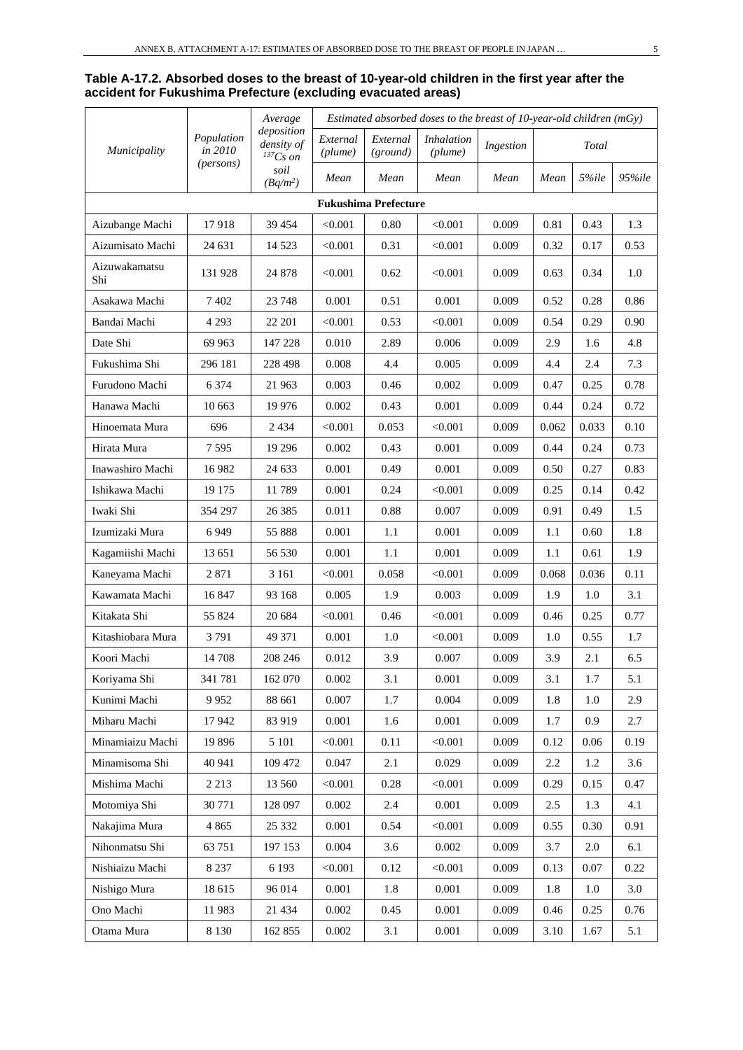**Table A-17.2. Absorbed doses to the breast of 10-year-old children in the first year after the accident for Fukushima Prefecture (excluding evacuated areas)**

| *Municipality* | *Population in 2010 (persons)* | *Average deposition density of $^{137}Cs$ on soil ($Bq/m^2$)* | *Estimated absorbed doses to the breast of 10-year-old children (mGy)* | | | | | | |
|---|---|---|---|---|---|---|---|---|---|
| | | | *External (plume)* | *External (ground)* | *Inhalation (plume)* | *Ingestion* | *Total* | | |
| | | | *Mean* | *Mean* | *Mean* | *Mean* | *Mean* | *5%ile* | *95%ile* |
| **Fukushima Prefecture** | | | | | | | | | |
| Aizubange Machi | 17 918 | 39 454 | <0.001 | 0.80 | <0.001 | 0.009 | 0.81 | 0.43 | 1.3 |
| Aizumisato Machi | 24 631 | 14 523 | <0.001 | 0.31 | <0.001 | 0.009 | 0.32 | 0.17 | 0.53 |
| Aizuwakamatsu Shi | 131 928 | 24 878 | <0.001 | 0.62 | <0.001 | 0.009 | 0.63 | 0.34 | 1.0 |
| Asakawa Machi | 7 402 | 23 748 | 0.001 | 0.51 | 0.001 | 0.009 | 0.52 | 0.28 | 0.86 |
| Bandai Machi | 4 293 | 22 201 | <0.001 | 0.53 | <0.001 | 0.009 | 0.54 | 0.29 | 0.90 |
| Date Shi | 69 963 | 147 228 | 0.010 | 2.89 | 0.006 | 0.009 | 2.9 | 1.6 | 4.8 |
| Fukushima Shi | 296 181 | 228 498 | 0.008 | 4.4 | 0.005 | 0.009 | 4.4 | 2.4 | 7.3 |
| Furudono Machi | 6 374 | 21 963 | 0.003 | 0.46 | 0.002 | 0.009 | 0.47 | 0.25 | 0.78 |
| Hanawa Machi | 10 663 | 19 976 | 0.002 | 0.43 | 0.001 | 0.009 | 0.44 | 0.24 | 0.72 |
| Hinoemata Mura | 696 | 2 434 | <0.001 | 0.053 | <0.001 | 0.009 | 0.062 | 0.033 | 0.10 |
| Hirata Mura | 7 595 | 19 296 | 0.002 | 0.43 | 0.001 | 0.009 | 0.44 | 0.24 | 0.73 |
| Inawashiro Machi | 16 982 | 24 633 | 0.001 | 0.49 | 0.001 | 0.009 | 0.50 | 0.27 | 0.83 |
| Ishikawa Machi | 19 175 | 11 789 | 0.001 | 0.24 | <0.001 | 0.009 | 0.25 | 0.14 | 0.42 |
| Iwaki Shi | 354 297 | 26 385 | 0.011 | 0.88 | 0.007 | 0.009 | 0.91 | 0.49 | 1.5 |
| Izumizaki Mura | 6 949 | 55 888 | 0.001 | 1.1 | 0.001 | 0.009 | 1.1 | 0.60 | 1.8 |
| Kagamiishi Machi | 13 651 | 56 530 | 0.001 | 1.1 | 0.001 | 0.009 | 1.1 | 0.61 | 1.9 |
| Kaneyama Machi | 2 871 | 3 161 | <0.001 | 0.058 | <0.001 | 0.009 | 0.068 | 0.036 | 0.11 |
| Kawamata Machi | 16 847 | 93 168 | 0.005 | 1.9 | 0.003 | 0.009 | 1.9 | 1.0 | 3.1 |
| Kitakata Shi | 55 824 | 20 684 | <0.001 | 0.46 | <0.001 | 0.009 | 0.46 | 0.25 | 0.77 |
| Kitashiobara Mura | 3 791 | 49 371 | 0.001 | 1.0 | <0.001 | 0.009 | 1.0 | 0.55 | 1.7 |
| Koori Machi | 14 708 | 208 246 | 0.012 | 3.9 | 0.007 | 0.009 | 3.9 | 2.1 | 6.5 |
| Koriyama Shi | 341 781 | 162 070 | 0.002 | 3.1 | 0.001 | 0.009 | 3.1 | 1.7 | 5.1 |
| Kunimi Machi | 9 952 | 88 661 | 0.007 | 1.7 | 0.004 | 0.009 | 1.8 | 1.0 | 2.9 |
| Miharu Machi | 17 942 | 83 919 | 0.001 | 1.6 | 0.001 | 0.009 | 1.7 | 0.9 | 2.7 |
| Minamiaizu Machi | 19 896 | 5 101 | <0.001 | 0.11 | <0.001 | 0.009 | 0.12 | 0.06 | 0.19 |
| Minamisoma Shi | 40 941 | 109 472 | 0.047 | 2.1 | 0.029 | 0.009 | 2.2 | 1.2 | 3.6 |
| Mishima Machi | 2 213 | 13 560 | <0.001 | 0.28 | <0.001 | 0.009 | 0.29 | 0.15 | 0.47 |
| Motomiya Shi | 30 771 | 128 097 | 0.002 | 2.4 | 0.001 | 0.009 | 2.5 | 1.3 | 4.1 |
| Nakajima Mura | 4 865 | 25 332 | 0.001 | 0.54 | <0.001 | 0.009 | 0.55 | 0.30 | 0.91 |
| Nihonmatsu Shi | 63 751 | 197 153 | 0.004 | 3.6 | 0.002 | 0.009 | 3.7 | 2.0 | 6.1 |
| Nishiaizu Machi | 8 237 | 6 193 | <0.001 | 0.12 | <0.001 | 0.009 | 0.13 | 0.07 | 0.22 |
| Nishigo Mura | 18 615 | 96 014 | 0.001 | 1.8 | 0.001 | 0.009 | 1.8 | 1.0 | 3.0 |
| Ono Machi | 11 983 | 21 434 | 0.002 | 0.45 | 0.001 | 0.009 | 0.46 | 0.25 | 0.76 |
| Otama Mura | 8 130 | 162 855 | 0.002 | 3.1 | 0.001 | 0.009 | 3.10 | 1.67 | 5.1 |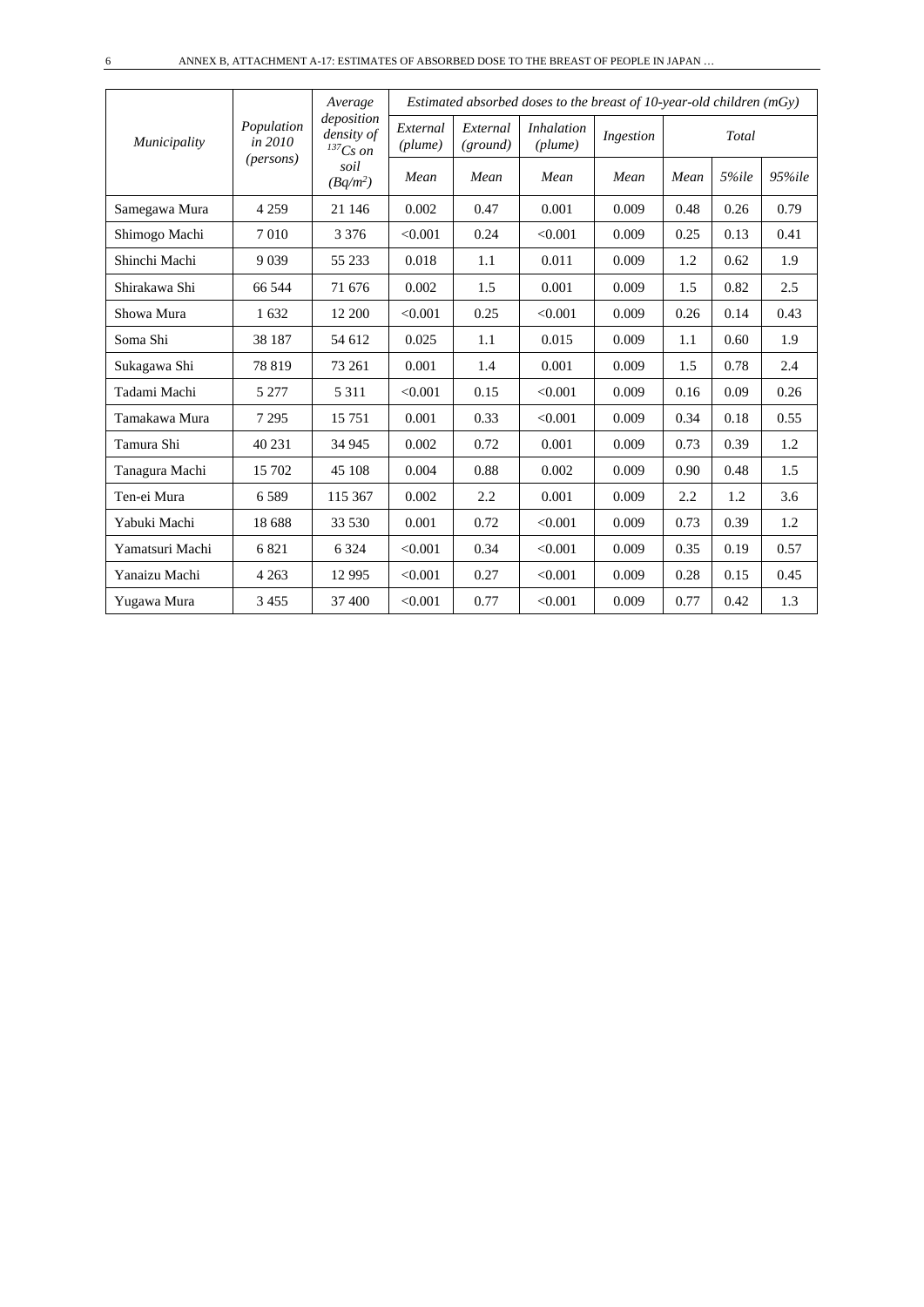| *Municipality* | *Population in 2010 (persons)* | *Average deposition density of $^{137}Cs$ on soil ($Bq/m^2$)* | *Estimated absorbed doses to the breast of 10-year-old children (mGy)* | | | | | | |
|---|---|---|---|---|---|---|---|---|---|
| | | | *External (plume)* | *External (ground)* | *Inhalation (plume)* | *Ingestion* | *Total* | | |
| | | | *Mean* | *Mean* | *Mean* | *Mean* | *Mean* | *5%ile* | *95%ile* |
| Samegawa Mura | 4 259 | 21 146 | 0.002 | 0.47 | 0.001 | 0.009 | 0.48 | 0.26 | 0.79 |
| Shimogo Machi | 7 010 | 3 376 | <0.001 | 0.24 | <0.001 | 0.009 | 0.25 | 0.13 | 0.41 |
| Shinchi Machi | 9 039 | 55 233 | 0.018 | 1.1 | 0.011 | 0.009 | 1.2 | 0.62 | 1.9 |
| Shirakawa Shi | 66 544 | 71 676 | 0.002 | 1.5 | 0.001 | 0.009 | 1.5 | 0.82 | 2.5 |
| Showa Mura | 1 632 | 12 200 | <0.001 | 0.25 | <0.001 | 0.009 | 0.26 | 0.14 | 0.43 |
| Soma Shi | 38 187 | 54 612 | 0.025 | 1.1 | 0.015 | 0.009 | 1.1 | 0.60 | 1.9 |
| Sukagawa Shi | 78 819 | 73 261 | 0.001 | 1.4 | 0.001 | 0.009 | 1.5 | 0.78 | 2.4 |
| Tadami Machi | 5 277 | 5 311 | <0.001 | 0.15 | <0.001 | 0.009 | 0.16 | 0.09 | 0.26 |
| Tamakawa Mura | 7 295 | 15 751 | 0.001 | 0.33 | <0.001 | 0.009 | 0.34 | 0.18 | 0.55 |
| Tamura Shi | 40 231 | 34 945 | 0.002 | 0.72 | 0.001 | 0.009 | 0.73 | 0.39 | 1.2 |
| Tanagura Machi | 15 702 | 45 108 | 0.004 | 0.88 | 0.002 | 0.009 | 0.90 | 0.48 | 1.5 |
| Ten-ei Mura | 6 589 | 115 367 | 0.002 | 2.2 | 0.001 | 0.009 | 2.2 | 1.2 | 3.6 |
| Yabuki Machi | 18 688 | 33 530 | 0.001 | 0.72 | <0.001 | 0.009 | 0.73 | 0.39 | 1.2 |
| Yamatsuri Machi | 6 821 | 6 324 | <0.001 | 0.34 | <0.001 | 0.009 | 0.35 | 0.19 | 0.57 |
| Yanaizu Machi | 4 263 | 12 995 | <0.001 | 0.27 | <0.001 | 0.009 | 0.28 | 0.15 | 0.45 |
| Yugawa Mura | 3 455 | 37 400 | <0.001 | 0.77 | <0.001 | 0.009 | 0.77 | 0.42 | 1.3 |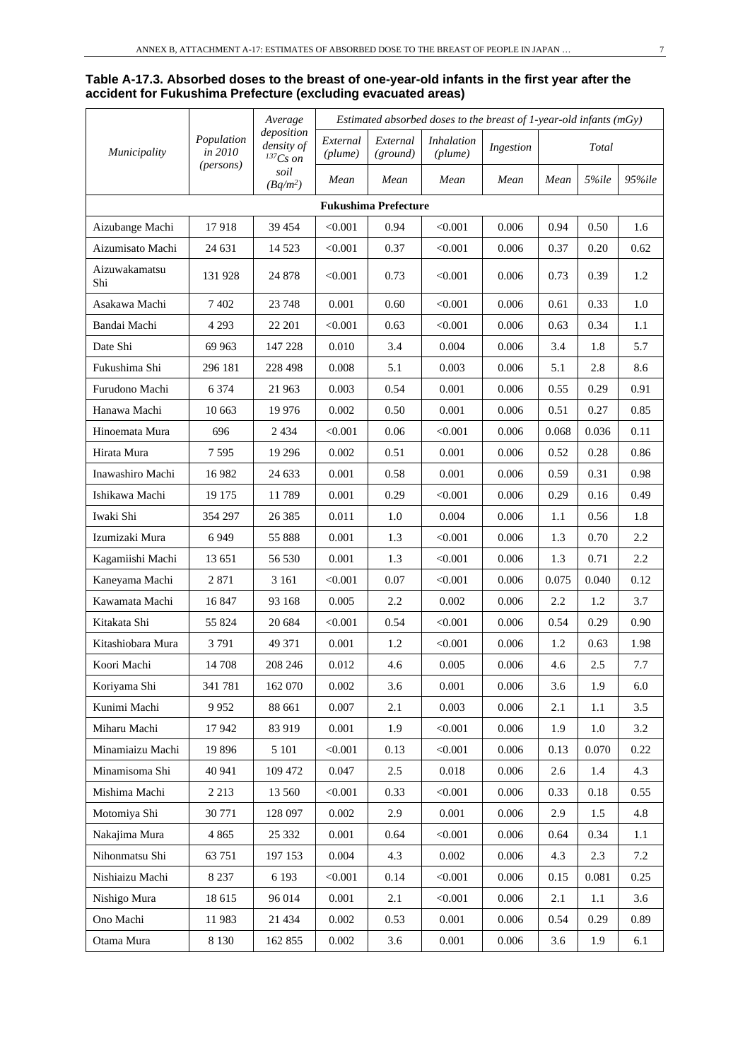**Table A-17.3. Absorbed doses to the breast of one-year-old infants in the first year after the accident for Fukushima Prefecture (excluding evacuated areas)**

| *Municipality* | *Population in 2010 (persons)* | *Average deposition density of $^{137}Cs$ on soil ($Bq/m^2$)* | *Estimated absorbed doses to the breast of 1-year-old infants (mGy)* | | | | | | |
|---|---|---|---|---|---|---|---|---|---|
| | | | *External (plume)* | *External (ground)* | *Inhalation (plume)* | *Ingestion* | *Total* | | |
| | | | *Mean* | *Mean* | *Mean* | *Mean* | *Mean* | *5%ile* | *95%ile* |
| **Fukushima Prefecture** | | | | | | | | | |
| Aizubange Machi | 17 918 | 39 454 | <0.001 | 0.94 | <0.001 | 0.006 | 0.94 | 0.50 | 1.6 |
| Aizumisato Machi | 24 631 | 14 523 | <0.001 | 0.37 | <0.001 | 0.006 | 0.37 | 0.20 | 0.62 |
| Aizuwakamatsu Shi | 131 928 | 24 878 | <0.001 | 0.73 | <0.001 | 0.006 | 0.73 | 0.39 | 1.2 |
| Asakawa Machi | 7 402 | 23 748 | 0.001 | 0.60 | <0.001 | 0.006 | 0.61 | 0.33 | 1.0 |
| Bandai Machi | 4 293 | 22 201 | <0.001 | 0.63 | <0.001 | 0.006 | 0.63 | 0.34 | 1.1 |
| Date Shi | 69 963 | 147 228 | 0.010 | 3.4 | 0.004 | 0.006 | 3.4 | 1.8 | 5.7 |
| Fukushima Shi | 296 181 | 228 498 | 0.008 | 5.1 | 0.003 | 0.006 | 5.1 | 2.8 | 8.6 |
| Furudono Machi | 6 374 | 21 963 | 0.003 | 0.54 | 0.001 | 0.006 | 0.55 | 0.29 | 0.91 |
| Hanawa Machi | 10 663 | 19 976 | 0.002 | 0.50 | 0.001 | 0.006 | 0.51 | 0.27 | 0.85 |
| Hinoemata Mura | 696 | 2 434 | <0.001 | 0.06 | <0.001 | 0.006 | 0.068 | 0.036 | 0.11 |
| Hirata Mura | 7 595 | 19 296 | 0.002 | 0.51 | 0.001 | 0.006 | 0.52 | 0.28 | 0.86 |
| Inawashiro Machi | 16 982 | 24 633 | 0.001 | 0.58 | 0.001 | 0.006 | 0.59 | 0.31 | 0.98 |
| Ishikawa Machi | 19 175 | 11 789 | 0.001 | 0.29 | <0.001 | 0.006 | 0.29 | 0.16 | 0.49 |
| Iwaki Shi | 354 297 | 26 385 | 0.011 | 1.0 | 0.004 | 0.006 | 1.1 | 0.56 | 1.8 |
| Izumizaki Mura | 6 949 | 55 888 | 0.001 | 1.3 | <0.001 | 0.006 | 1.3 | 0.70 | 2.2 |
| Kagamiishi Machi | 13 651 | 56 530 | 0.001 | 1.3 | <0.001 | 0.006 | 1.3 | 0.71 | 2.2 |
| Kaneyama Machi | 2 871 | 3 161 | <0.001 | 0.07 | <0.001 | 0.006 | 0.075 | 0.040 | 0.12 |
| Kawamata Machi | 16 847 | 93 168 | 0.005 | 2.2 | 0.002 | 0.006 | 2.2 | 1.2 | 3.7 |
| Kitakata Shi | 55 824 | 20 684 | <0.001 | 0.54 | <0.001 | 0.006 | 0.54 | 0.29 | 0.90 |
| Kitashiobara Mura | 3 791 | 49 371 | 0.001 | 1.2 | <0.001 | 0.006 | 1.2 | 0.63 | 1.98 |
| Koori Machi | 14 708 | 208 246 | 0.012 | 4.6 | 0.005 | 0.006 | 4.6 | 2.5 | 7.7 |
| Koriyama Shi | 341 781 | 162 070 | 0.002 | 3.6 | 0.001 | 0.006 | 3.6 | 1.9 | 6.0 |
| Kunimi Machi | 9 952 | 88 661 | 0.007 | 2.1 | 0.003 | 0.006 | 2.1 | 1.1 | 3.5 |
| Miharu Machi | 17 942 | 83 919 | 0.001 | 1.9 | <0.001 | 0.006 | 1.9 | 1.0 | 3.2 |
| Minamiaizu Machi | 19 896 | 5 101 | <0.001 | 0.13 | <0.001 | 0.006 | 0.13 | 0.070 | 0.22 |
| Minamisoma Shi | 40 941 | 109 472 | 0.047 | 2.5 | 0.018 | 0.006 | 2.6 | 1.4 | 4.3 |
| Mishima Machi | 2 213 | 13 560 | <0.001 | 0.33 | <0.001 | 0.006 | 0.33 | 0.18 | 0.55 |
| Motomiya Shi | 30 771 | 128 097 | 0.002 | 2.9 | 0.001 | 0.006 | 2.9 | 1.5 | 4.8 |
| Nakajima Mura | 4 865 | 25 332 | 0.001 | 0.64 | <0.001 | 0.006 | 0.64 | 0.34 | 1.1 |
| Nihonmatsu Shi | 63 751 | 197 153 | 0.004 | 4.3 | 0.002 | 0.006 | 4.3 | 2.3 | 7.2 |
| Nishiaizu Machi | 8 237 | 6 193 | <0.001 | 0.14 | <0.001 | 0.006 | 0.15 | 0.081 | 0.25 |
| Nishigo Mura | 18 615 | 96 014 | 0.001 | 2.1 | <0.001 | 0.006 | 2.1 | 1.1 | 3.6 |
| Ono Machi | 11 983 | 21 434 | 0.002 | 0.53 | 0.001 | 0.006 | 0.54 | 0.29 | 0.89 |
| Otama Mura | 8 130 | 162 855 | 0.002 | 3.6 | 0.001 | 0.006 | 3.6 | 1.9 | 6.1 |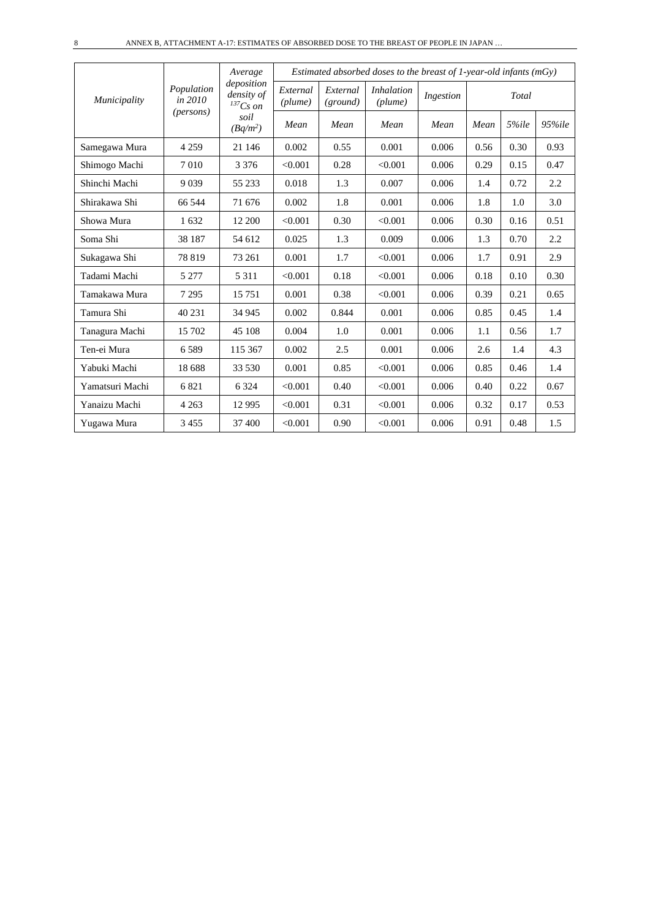| *Municipality* | *Population in 2010 (persons)* | *Average deposition density of $^{137}Cs$ on soil ($Bq/m^2$)* | *Estimated absorbed doses to the breast of 1-year-old infants (mGy)* | | | | | | |
|---|---|---|---|---|---|---|---|---|---|
| | | | *External (plume)* | *External (ground)* | *Inhalation (plume)* | *Ingestion* | *Total* | | |
| | | | *Mean* | *Mean* | *Mean* | *Mean* | *Mean* | *5%ile* | *95%ile* |
| Samegawa Mura | 4 259 | 21 146 | 0.002 | 0.55 | 0.001 | 0.006 | 0.56 | 0.30 | 0.93 |
| Shimogo Machi | 7 010 | 3 376 | <0.001 | 0.28 | <0.001 | 0.006 | 0.29 | 0.15 | 0.47 |
| Shinchi Machi | 9 039 | 55 233 | 0.018 | 1.3 | 0.007 | 0.006 | 1.4 | 0.72 | 2.2 |
| Shirakawa Shi | 66 544 | 71 676 | 0.002 | 1.8 | 0.001 | 0.006 | 1.8 | 1.0 | 3.0 |
| Showa Mura | 1 632 | 12 200 | <0.001 | 0.30 | <0.001 | 0.006 | 0.30 | 0.16 | 0.51 |
| Soma Shi | 38 187 | 54 612 | 0.025 | 1.3 | 0.009 | 0.006 | 1.3 | 0.70 | 2.2 |
| Sukagawa Shi | 78 819 | 73 261 | 0.001 | 1.7 | <0.001 | 0.006 | 1.7 | 0.91 | 2.9 |
| Tadami Machi | 5 277 | 5 311 | <0.001 | 0.18 | <0.001 | 0.006 | 0.18 | 0.10 | 0.30 |
| Tamakawa Mura | 7 295 | 15 751 | 0.001 | 0.38 | <0.001 | 0.006 | 0.39 | 0.21 | 0.65 |
| Tamura Shi | 40 231 | 34 945 | 0.002 | 0.844 | 0.001 | 0.006 | 0.85 | 0.45 | 1.4 |
| Tanagura Machi | 15 702 | 45 108 | 0.004 | 1.0 | 0.001 | 0.006 | 1.1 | 0.56 | 1.7 |
| Ten-ei Mura | 6 589 | 115 367 | 0.002 | 2.5 | 0.001 | 0.006 | 2.6 | 1.4 | 4.3 |
| Yabuki Machi | 18 688 | 33 530 | 0.001 | 0.85 | <0.001 | 0.006 | 0.85 | 0.46 | 1.4 |
| Yamatsuri Machi | 6 821 | 6 324 | <0.001 | 0.40 | <0.001 | 0.006 | 0.40 | 0.22 | 0.67 |
| Yanaizu Machi | 4 263 | 12 995 | <0.001 | 0.31 | <0.001 | 0.006 | 0.32 | 0.17 | 0.53 |
| Yugawa Mura | 3 455 | 37 400 | <0.001 | 0.90 | <0.001 | 0.006 | 0.91 | 0.48 | 1.5 |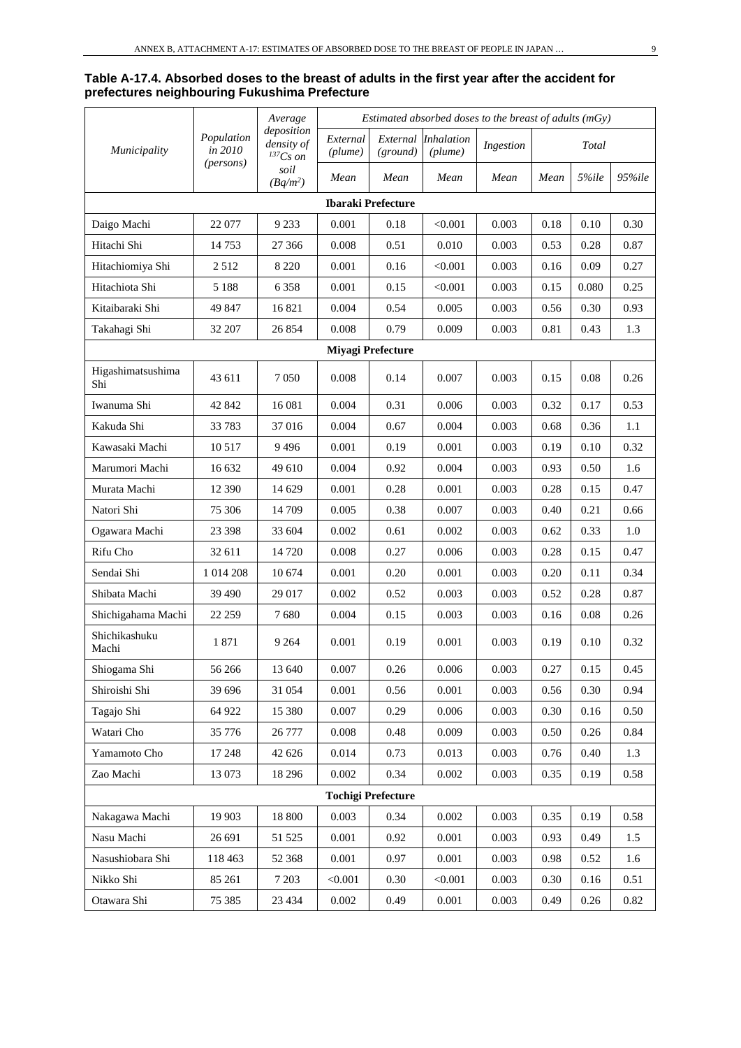**Table A-17.4. Absorbed doses to the breast of adults in the first year after the accident for prefectures neighbouring Fukushima Prefecture**

| *Municipality* | *Population in 2010 (persons)* | *Average deposition density of $^{137}Cs$ on soil ($Bq/m^2$)* | *Estimated absorbed doses to the breast of adults (mGy)* | | | | | | |
|---|---|---|---|---|---|---|---|---|---|
| | | | *External (plume)* | *External (ground)* | *Inhalation (plume)* | *Ingestion* | *Total* | | |
| | | | *Mean* | *Mean* | *Mean* | *Mean* | *Mean* | *5%ile* | *95%ile* |
| **Ibaraki Prefecture** | | | | | | | | | |
| Daigo Machi | 22 077 | 9 233 | 0.001 | 0.18 | <0.001 | 0.003 | 0.18 | 0.10 | 0.30 |
| Hitachi Shi | 14 753 | 27 366 | 0.008 | 0.51 | 0.010 | 0.003 | 0.53 | 0.28 | 0.87 |
| Hitachiomiya Shi | 2 512 | 8 220 | 0.001 | 0.16 | <0.001 | 0.003 | 0.16 | 0.09 | 0.27 |
| Hitachiota Shi | 5 188 | 6 358 | 0.001 | 0.15 | <0.001 | 0.003 | 0.15 | 0.080 | 0.25 |
| Kitaibaraki Shi | 49 847 | 16 821 | 0.004 | 0.54 | 0.005 | 0.003 | 0.56 | 0.30 | 0.93 |
| Takahagi Shi | 32 207 | 26 854 | 0.008 | 0.79 | 0.009 | 0.003 | 0.81 | 0.43 | 1.3 |
| **Miyagi Prefecture** | | | | | | | | | |
| Higashimatsushima Shi | 43 611 | 7 050 | 0.008 | 0.14 | 0.007 | 0.003 | 0.15 | 0.08 | 0.26 |
| Iwanuma Shi | 42 842 | 16 081 | 0.004 | 0.31 | 0.006 | 0.003 | 0.32 | 0.17 | 0.53 |
| Kakuda Shi | 33 783 | 37 016 | 0.004 | 0.67 | 0.004 | 0.003 | 0.68 | 0.36 | 1.1 |
| Kawasaki Machi | 10 517 | 9 496 | 0.001 | 0.19 | 0.001 | 0.003 | 0.19 | 0.10 | 0.32 |
| Marumori Machi | 16 632 | 49 610 | 0.004 | 0.92 | 0.004 | 0.003 | 0.93 | 0.50 | 1.6 |
| Murata Machi | 12 390 | 14 629 | 0.001 | 0.28 | 0.001 | 0.003 | 0.28 | 0.15 | 0.47 |
| Natori Shi | 75 306 | 14 709 | 0.005 | 0.38 | 0.007 | 0.003 | 0.40 | 0.21 | 0.66 |
| Ogawara Machi | 23 398 | 33 604 | 0.002 | 0.61 | 0.002 | 0.003 | 0.62 | 0.33 | 1.0 |
| Rifu Cho | 32 611 | 14 720 | 0.008 | 0.27 | 0.006 | 0.003 | 0.28 | 0.15 | 0.47 |
| Sendai Shi | 1 014 208 | 10 674 | 0.001 | 0.20 | 0.001 | 0.003 | 0.20 | 0.11 | 0.34 |
| Shibata Machi | 39 490 | 29 017 | 0.002 | 0.52 | 0.003 | 0.003 | 0.52 | 0.28 | 0.87 |
| Shichigahama Machi | 22 259 | 7 680 | 0.004 | 0.15 | 0.003 | 0.003 | 0.16 | 0.08 | 0.26 |
| Shichikashuku Machi | 1 871 | 9 264 | 0.001 | 0.19 | 0.001 | 0.003 | 0.19 | 0.10 | 0.32 |
| Shiogama Shi | 56 266 | 13 640 | 0.007 | 0.26 | 0.006 | 0.003 | 0.27 | 0.15 | 0.45 |
| Shiroishi Shi | 39 696 | 31 054 | 0.001 | 0.56 | 0.001 | 0.003 | 0.56 | 0.30 | 0.94 |
| Tagajo Shi | 64 922 | 15 380 | 0.007 | 0.29 | 0.006 | 0.003 | 0.30 | 0.16 | 0.50 |
| Watari Cho | 35 776 | 26 777 | 0.008 | 0.48 | 0.009 | 0.003 | 0.50 | 0.26 | 0.84 |
| Yamamoto Cho | 17 248 | 42 626 | 0.014 | 0.73 | 0.013 | 0.003 | 0.76 | 0.40 | 1.3 |
| Zao Machi | 13 073 | 18 296 | 0.002 | 0.34 | 0.002 | 0.003 | 0.35 | 0.19 | 0.58 |
| **Tochigi Prefecture** | | | | | | | | | |
| Nakagawa Machi | 19 903 | 18 800 | 0.003 | 0.34 | 0.002 | 0.003 | 0.35 | 0.19 | 0.58 |
| Nasu Machi | 26 691 | 51 525 | 0.001 | 0.92 | 0.001 | 0.003 | 0.93 | 0.49 | 1.5 |
| Nasushiobara Shi | 118 463 | 52 368 | 0.001 | 0.97 | 0.001 | 0.003 | 0.98 | 0.52 | 1.6 |
| Nikko Shi | 85 261 | 7 203 | <0.001 | 0.30 | <0.001 | 0.003 | 0.30 | 0.16 | 0.51 |
| Otawara Shi | 75 385 | 23 434 | 0.002 | 0.49 | 0.001 | 0.003 | 0.49 | 0.26 | 0.82 |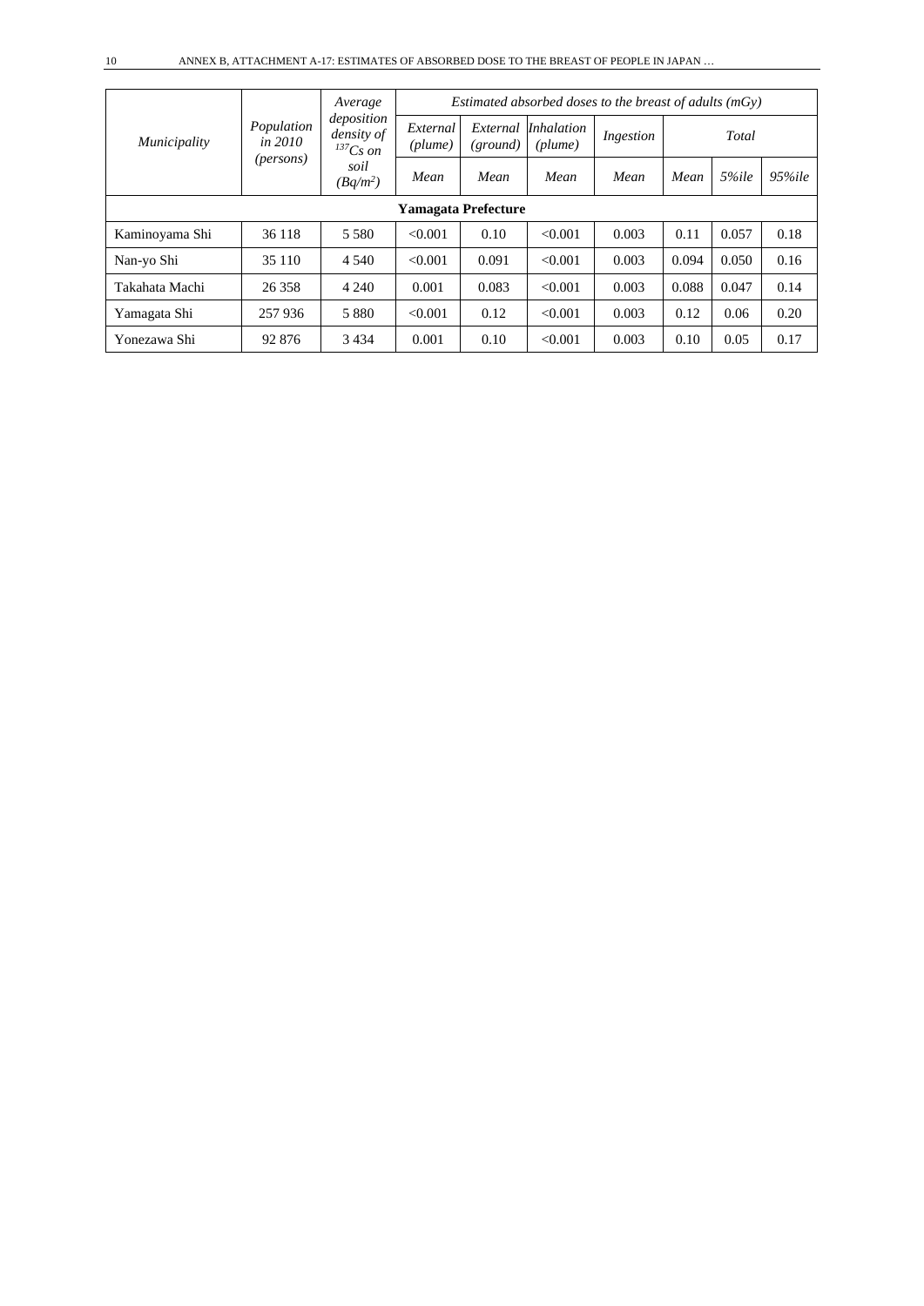| *Municipality* | *Population in 2010 (persons)* | *Average deposition density of $^{137}Cs$ on soil ($Bq/m^2$)* | *Estimated absorbed doses to the breast of adults (mGy)* | | | | | | |
|---|---|---|---|---|---|---|---|---|---|
| | | | *External (plume)* | *External (ground)* | *Inhalation (plume)* | *Ingestion* | *Total* | | |
| | | | *Mean* | *Mean* | *Mean* | *Mean* | *Mean* | *5%ile* | *95%ile* |
| **Yamagata Prefecture** | | | | | | | | | |
| Kaminoyama Shi | 36 118 | 5 580 | <0.001 | 0.10 | <0.001 | 0.003 | 0.11 | 0.057 | 0.18 |
| Nan-yo Shi | 35 110 | 4 540 | <0.001 | 0.091 | <0.001 | 0.003 | 0.094 | 0.050 | 0.16 |
| Takahata Machi | 26 358 | 4 240 | 0.001 | 0.083 | <0.001 | 0.003 | 0.088 | 0.047 | 0.14 |
| Yamagata Shi | 257 936 | 5 880 | <0.001 | 0.12 | <0.001 | 0.003 | 0.12 | 0.06 | 0.20 |
| Yonezawa Shi | 92 876 | 3 434 | 0.001 | 0.10 | <0.001 | 0.003 | 0.10 | 0.05 | 0.17 |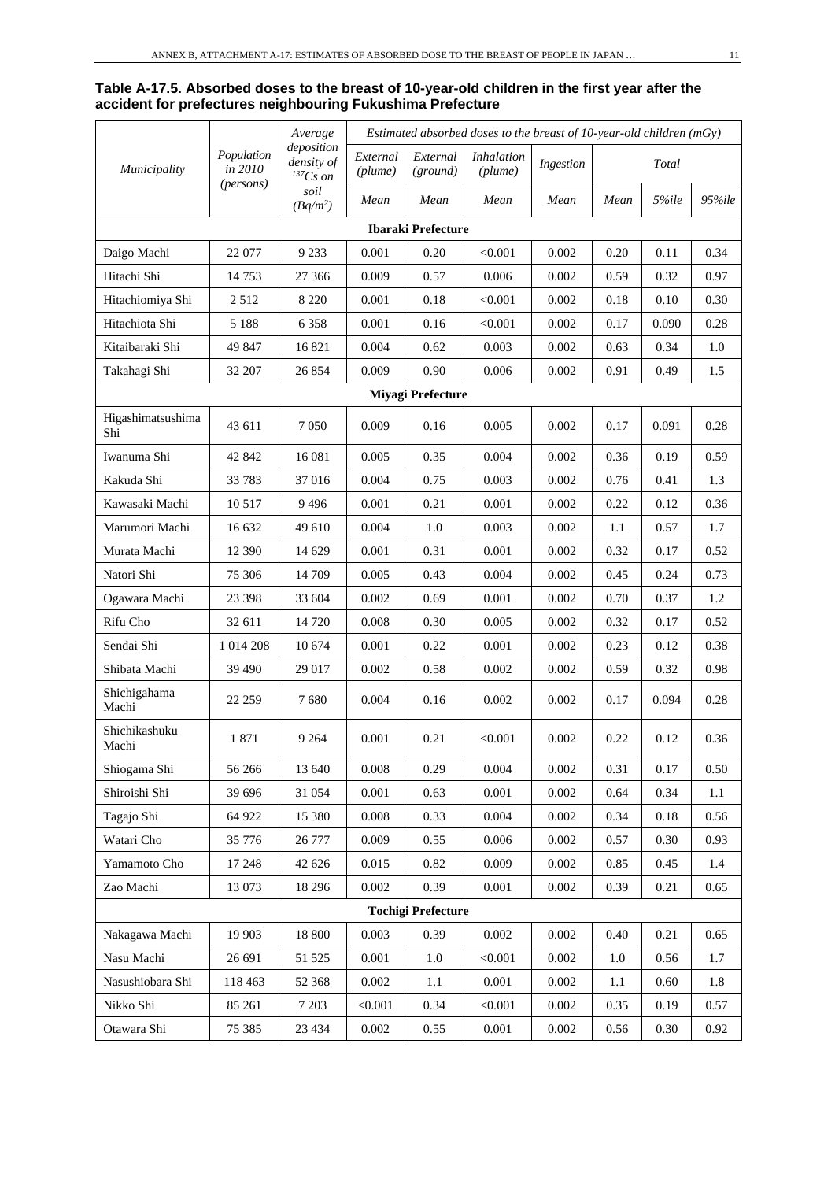**Table A-17.5. Absorbed doses to the breast of 10-year-old children in the first year after the accident for prefectures neighbouring Fukushima Prefecture**

| *Municipality* | *Population in 2010 (persons)* | *Average deposition density of $^{137}Cs$ on soil ($Bq/m^2$)* | *Estimated absorbed doses to the breast of 10-year-old children (mGy)* | | | | | | |
|---|---|---|---|---|---|---|---|---|---|
| | | | *External (plume)* | *External (ground)* | *Inhalation (plume)* | *Ingestion* | *Total* | | |
| | | | *Mean* | *Mean* | *Mean* | *Mean* | *Mean* | *5%ile* | *95%ile* |
| **Ibaraki Prefecture** | | | | | | | | | |
| Daigo Machi | 22 077 | 9 233 | 0.001 | 0.20 | <0.001 | 0.002 | 0.20 | 0.11 | 0.34 |
| Hitachi Shi | 14 753 | 27 366 | 0.009 | 0.57 | 0.006 | 0.002 | 0.59 | 0.32 | 0.97 |
| Hitachiomiya Shi | 2 512 | 8 220 | 0.001 | 0.18 | <0.001 | 0.002 | 0.18 | 0.10 | 0.30 |
| Hitachiota Shi | 5 188 | 6 358 | 0.001 | 0.16 | <0.001 | 0.002 | 0.17 | 0.090 | 0.28 |
| Kitaibaraki Shi | 49 847 | 16 821 | 0.004 | 0.62 | 0.003 | 0.002 | 0.63 | 0.34 | 1.0 |
| Takahagi Shi | 32 207 | 26 854 | 0.009 | 0.90 | 0.006 | 0.002 | 0.91 | 0.49 | 1.5 |
| **Miyagi Prefecture** | | | | | | | | | |
| Higashimatsushima Shi | 43 611 | 7 050 | 0.009 | 0.16 | 0.005 | 0.002 | 0.17 | 0.091 | 0.28 |
| Iwanuma Shi | 42 842 | 16 081 | 0.005 | 0.35 | 0.004 | 0.002 | 0.36 | 0.19 | 0.59 |
| Kakuda Shi | 33 783 | 37 016 | 0.004 | 0.75 | 0.003 | 0.002 | 0.76 | 0.41 | 1.3 |
| Kawasaki Machi | 10 517 | 9 496 | 0.001 | 0.21 | 0.001 | 0.002 | 0.22 | 0.12 | 0.36 |
| Marumori Machi | 16 632 | 49 610 | 0.004 | 1.0 | 0.003 | 0.002 | 1.1 | 0.57 | 1.7 |
| Murata Machi | 12 390 | 14 629 | 0.001 | 0.31 | 0.001 | 0.002 | 0.32 | 0.17 | 0.52 |
| Natori Shi | 75 306 | 14 709 | 0.005 | 0.43 | 0.004 | 0.002 | 0.45 | 0.24 | 0.73 |
| Ogawara Machi | 23 398 | 33 604 | 0.002 | 0.69 | 0.001 | 0.002 | 0.70 | 0.37 | 1.2 |
| Rifu Cho | 32 611 | 14 720 | 0.008 | 0.30 | 0.005 | 0.002 | 0.32 | 0.17 | 0.52 |
| Sendai Shi | 1 014 208 | 10 674 | 0.001 | 0.22 | 0.001 | 0.002 | 0.23 | 0.12 | 0.38 |
| Shibata Machi | 39 490 | 29 017 | 0.002 | 0.58 | 0.002 | 0.002 | 0.59 | 0.32 | 0.98 |
| Shichigahama Machi | 22 259 | 7 680 | 0.004 | 0.16 | 0.002 | 0.002 | 0.17 | 0.094 | 0.28 |
| Shichikashuku Machi | 1 871 | 9 264 | 0.001 | 0.21 | <0.001 | 0.002 | 0.22 | 0.12 | 0.36 |
| Shiogama Shi | 56 266 | 13 640 | 0.008 | 0.29 | 0.004 | 0.002 | 0.31 | 0.17 | 0.50 |
| Shiroishi Shi | 39 696 | 31 054 | 0.001 | 0.63 | 0.001 | 0.002 | 0.64 | 0.34 | 1.1 |
| Tagajo Shi | 64 922 | 15 380 | 0.008 | 0.33 | 0.004 | 0.002 | 0.34 | 0.18 | 0.56 |
| Watari Cho | 35 776 | 26 777 | 0.009 | 0.55 | 0.006 | 0.002 | 0.57 | 0.30 | 0.93 |
| Yamamoto Cho | 17 248 | 42 626 | 0.015 | 0.82 | 0.009 | 0.002 | 0.85 | 0.45 | 1.4 |
| Zao Machi | 13 073 | 18 296 | 0.002 | 0.39 | 0.001 | 0.002 | 0.39 | 0.21 | 0.65 |
| **Tochigi Prefecture** | | | | | | | | | |
| Nakagawa Machi | 19 903 | 18 800 | 0.003 | 0.39 | 0.002 | 0.002 | 0.40 | 0.21 | 0.65 |
| Nasu Machi | 26 691 | 51 525 | 0.001 | 1.0 | <0.001 | 0.002 | 1.0 | 0.56 | 1.7 |
| Nasushiobara Shi | 118 463 | 52 368 | 0.002 | 1.1 | 0.001 | 0.002 | 1.1 | 0.60 | 1.8 |
| Nikko Shi | 85 261 | 7 203 | <0.001 | 0.34 | <0.001 | 0.002 | 0.35 | 0.19 | 0.57 |
| Otawara Shi | 75 385 | 23 434 | 0.002 | 0.55 | 0.001 | 0.002 | 0.56 | 0.30 | 0.92 |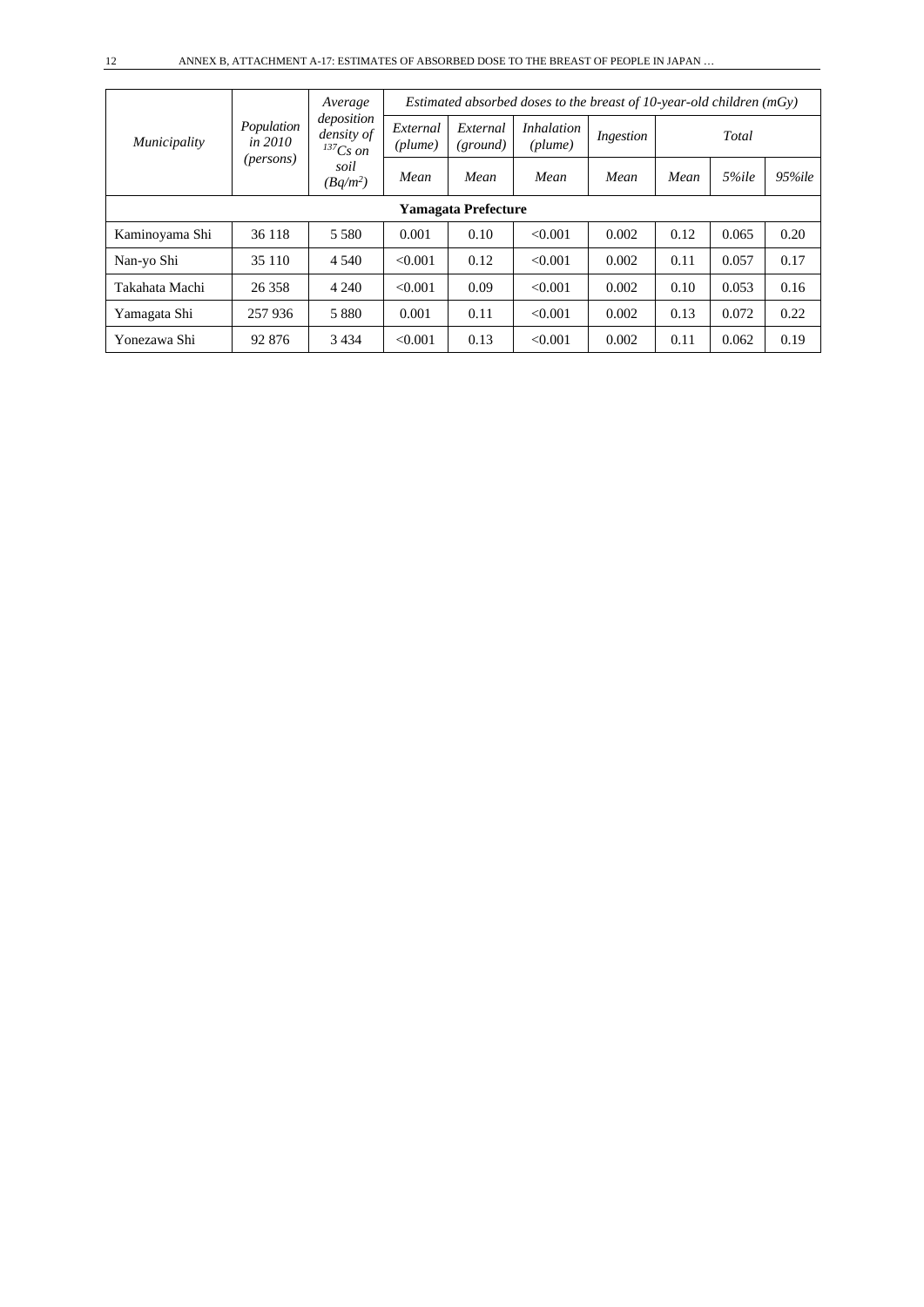| Municipality | Population in 2010 (persons) | Average deposition density of $^{137}Cs$ on soil ($Bq/m^2$) | Estimated absorbed doses to the breast of 10-year-old children (mGy) | | | | | | |
|---|---|---|---|---|---|---|---|---|---|
| | | | External (plume) | External (ground) | Inhalation (plume) | Ingestion | Total | | |
| | | | Mean | Mean | Mean | Mean | Mean | 5%ile | 95%ile |
| **Yamagata Prefecture** | | | | | | | | | |
| Kaminoyama Shi | 36 118 | 5 580 | 0.001 | 0.10 | <0.001 | 0.002 | 0.12 | 0.065 | 0.20 |
| Nan-yo Shi | 35 110 | 4 540 | <0.001 | 0.12 | <0.001 | 0.002 | 0.11 | 0.057 | 0.17 |
| Takahata Machi | 26 358 | 4 240 | <0.001 | 0.09 | <0.001 | 0.002 | 0.10 | 0.053 | 0.16 |
| Yamagata Shi | 257 936 | 5 880 | 0.001 | 0.11 | <0.001 | 0.002 | 0.13 | 0.072 | 0.22 |
| Yonezawa Shi | 92 876 | 3 434 | <0.001 | 0.13 | <0.001 | 0.002 | 0.11 | 0.062 | 0.19 |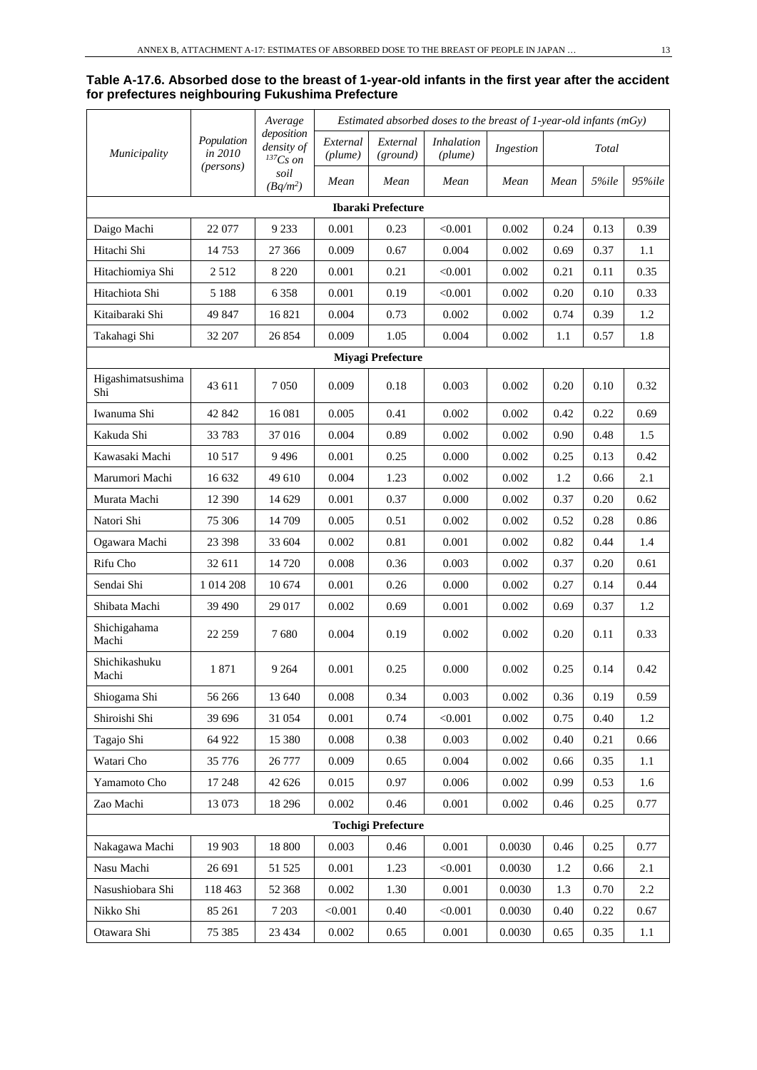**Table A-17.6. Absorbed dose to the breast of 1-year-old infants in the first year after the accident for prefectures neighbouring Fukushima Prefecture**

| *Municipality* | *Population in 2010 (persons)* | *Average deposition density of $^{137}Cs$ on soil ($Bq/m^2$)* | *Estimated absorbed doses to the breast of 1-year-old infants (mGy)* | | | | | | |
|---|---|---|---|---|---|---|---|---|---|
| | | | *External (plume)* | *External (ground)* | *Inhalation (plume)* | *Ingestion* | *Total* | | |
| | | | *Mean* | *Mean* | *Mean* | *Mean* | *Mean* | *5%ile* | *95%ile* |
| **Ibaraki Prefecture** | | | | | | | | | |
| Daigo Machi | 22 077 | 9 233 | 0.001 | 0.23 | <0.001 | 0.002 | 0.24 | 0.13 | 0.39 |
| Hitachi Shi | 14 753 | 27 366 | 0.009 | 0.67 | 0.004 | 0.002 | 0.69 | 0.37 | 1.1 |
| Hitachiomiya Shi | 2 512 | 8 220 | 0.001 | 0.21 | <0.001 | 0.002 | 0.21 | 0.11 | 0.35 |
| Hitachiota Shi | 5 188 | 6 358 | 0.001 | 0.19 | <0.001 | 0.002 | 0.20 | 0.10 | 0.33 |
| Kitaibaraki Shi | 49 847 | 16 821 | 0.004 | 0.73 | 0.002 | 0.002 | 0.74 | 0.39 | 1.2 |
| Takahagi Shi | 32 207 | 26 854 | 0.009 | 1.05 | 0.004 | 0.002 | 1.1 | 0.57 | 1.8 |
| **Miyagi Prefecture** | | | | | | | | | |
| Higashimatsushima Shi | 43 611 | 7 050 | 0.009 | 0.18 | 0.003 | 0.002 | 0.20 | 0.10 | 0.32 |
| Iwanuma Shi | 42 842 | 16 081 | 0.005 | 0.41 | 0.002 | 0.002 | 0.42 | 0.22 | 0.69 |
| Kakuda Shi | 33 783 | 37 016 | 0.004 | 0.89 | 0.002 | 0.002 | 0.90 | 0.48 | 1.5 |
| Kawasaki Machi | 10 517 | 9 496 | 0.001 | 0.25 | 0.000 | 0.002 | 0.25 | 0.13 | 0.42 |
| Marumori Machi | 16 632 | 49 610 | 0.004 | 1.23 | 0.002 | 0.002 | 1.2 | 0.66 | 2.1 |
| Murata Machi | 12 390 | 14 629 | 0.001 | 0.37 | 0.000 | 0.002 | 0.37 | 0.20 | 0.62 |
| Natori Shi | 75 306 | 14 709 | 0.005 | 0.51 | 0.002 | 0.002 | 0.52 | 0.28 | 0.86 |
| Ogawara Machi | 23 398 | 33 604 | 0.002 | 0.81 | 0.001 | 0.002 | 0.82 | 0.44 | 1.4 |
| Rifu Cho | 32 611 | 14 720 | 0.008 | 0.36 | 0.003 | 0.002 | 0.37 | 0.20 | 0.61 |
| Sendai Shi | 1 014 208 | 10 674 | 0.001 | 0.26 | 0.000 | 0.002 | 0.27 | 0.14 | 0.44 |
| Shibata Machi | 39 490 | 29 017 | 0.002 | 0.69 | 0.001 | 0.002 | 0.69 | 0.37 | 1.2 |
| Shichigahama Machi | 22 259 | 7 680 | 0.004 | 0.19 | 0.002 | 0.002 | 0.20 | 0.11 | 0.33 |
| Shichikashuku Machi | 1 871 | 9 264 | 0.001 | 0.25 | 0.000 | 0.002 | 0.25 | 0.14 | 0.42 |
| Shiogama Shi | 56 266 | 13 640 | 0.008 | 0.34 | 0.003 | 0.002 | 0.36 | 0.19 | 0.59 |
| Shiroishi Shi | 39 696 | 31 054 | 0.001 | 0.74 | <0.001 | 0.002 | 0.75 | 0.40 | 1.2 |
| Tagajo Shi | 64 922 | 15 380 | 0.008 | 0.38 | 0.003 | 0.002 | 0.40 | 0.21 | 0.66 |
| Watari Cho | 35 776 | 26 777 | 0.009 | 0.65 | 0.004 | 0.002 | 0.66 | 0.35 | 1.1 |
| Yamamoto Cho | 17 248 | 42 626 | 0.015 | 0.97 | 0.006 | 0.002 | 0.99 | 0.53 | 1.6 |
| Zao Machi | 13 073 | 18 296 | 0.002 | 0.46 | 0.001 | 0.002 | 0.46 | 0.25 | 0.77 |
| **Tochigi Prefecture** | | | | | | | | | |
| Nakagawa Machi | 19 903 | 18 800 | 0.003 | 0.46 | 0.001 | 0.0030 | 0.46 | 0.25 | 0.77 |
| Nasu Machi | 26 691 | 51 525 | 0.001 | 1.23 | <0.001 | 0.0030 | 1.2 | 0.66 | 2.1 |
| Nasushiobara Shi | 118 463 | 52 368 | 0.002 | 1.30 | 0.001 | 0.0030 | 1.3 | 0.70 | 2.2 |
| Nikko Shi | 85 261 | 7 203 | <0.001 | 0.40 | <0.001 | 0.0030 | 0.40 | 0.22 | 0.67 |
| Otawara Shi | 75 385 | 23 434 | 0.002 | 0.65 | 0.001 | 0.0030 | 0.65 | 0.35 | 1.1 |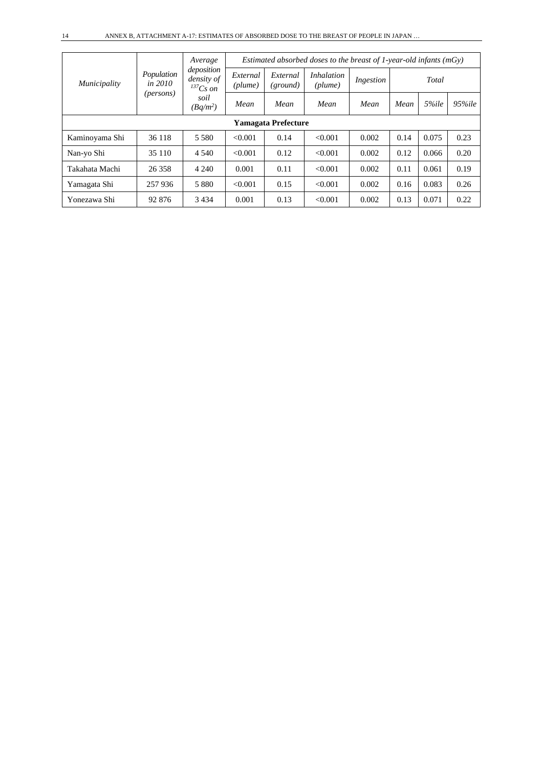| *Municipality* | *Population in 2010 (persons)* | *Average deposition density of $^{137}Cs$ on soil ($Bq/m^2$)* | *Estimated absorbed doses to the breast of 1-year-old infants (mGy)* | | | | | | |
|---|---|---|---|---|---|---|---|---|---|
| | | | *External (plume)* | *External (ground)* | *Inhalation (plume)* | *Ingestion* | *Total* | | |
| | | | *Mean* | *Mean* | *Mean* | *Mean* | *Mean* | *5%ile* | *95%ile* |
| **Yamagata Prefecture** | | | | | | | | | |
| Kaminoyama Shi | 36 118 | 5 580 | <0.001 | 0.14 | <0.001 | 0.002 | 0.14 | 0.075 | 0.23 |
| Nan-yo Shi | 35 110 | 4 540 | <0.001 | 0.12 | <0.001 | 0.002 | 0.12 | 0.066 | 0.20 |
| Takahata Machi | 26 358 | 4 240 | 0.001 | 0.11 | <0.001 | 0.002 | 0.11 | 0.061 | 0.19 |
| Yamagata Shi | 257 936 | 5 880 | <0.001 | 0.15 | <0.001 | 0.002 | 0.16 | 0.083 | 0.26 |
| Yonezawa Shi | 92 876 | 3 434 | 0.001 | 0.13 | <0.001 | 0.002 | 0.13 | 0.071 | 0.22 |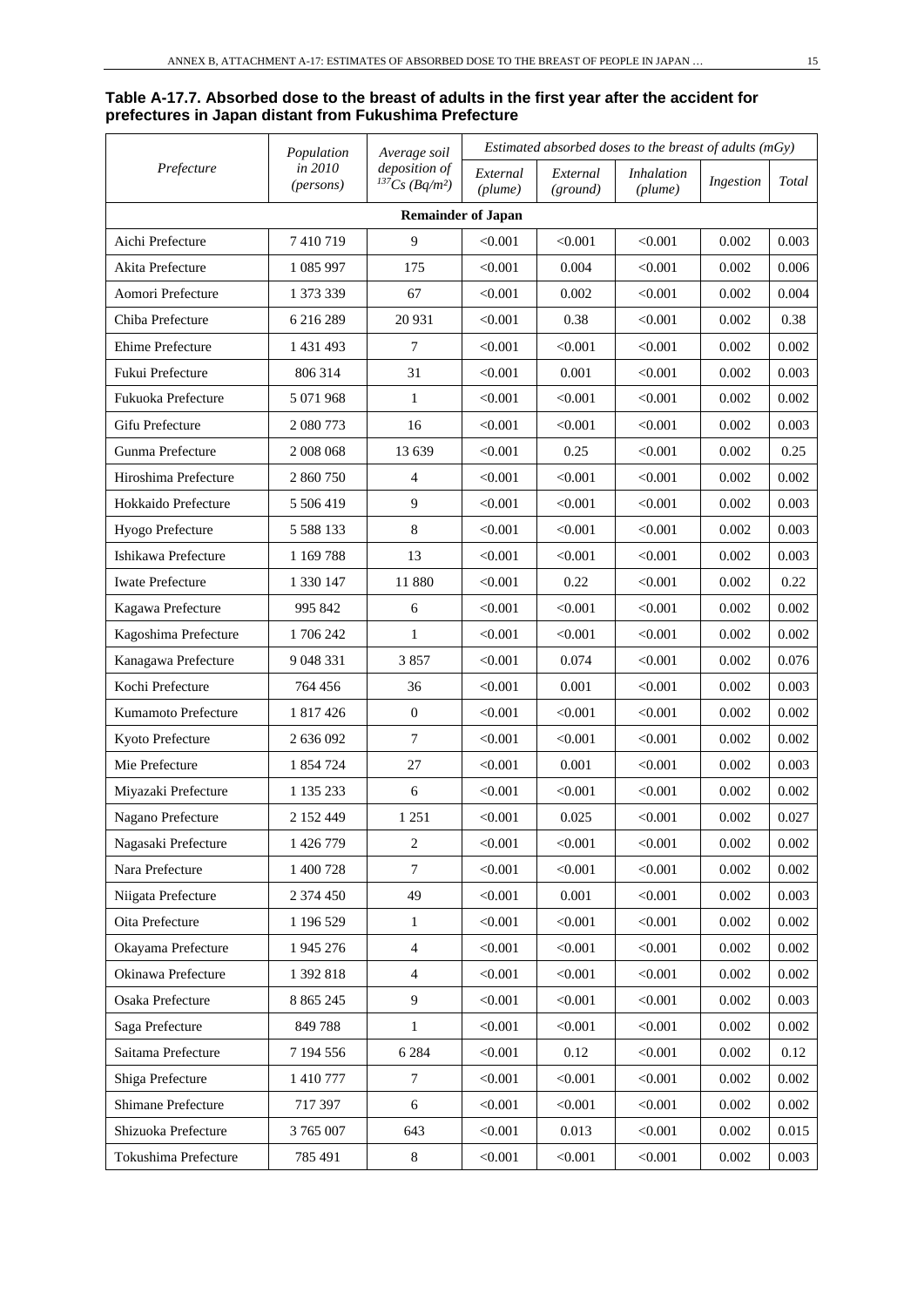**Table A-17.7. Absorbed dose to the breast of adults in the first year after the accident for prefectures in Japan distant from Fukushima Prefecture**

| *Prefecture* | *Population in 2010 (persons)* | *Average soil deposition of $^{137}Cs$ ($Bq/m^2$)* | *Estimated absorbed doses to the breast of adults (mGy)* | | | | |
|---|---|---|---|---|---|---|---|
| | | | *External (plume)* | *External (ground)* | *Inhalation (plume)* | *Ingestion* | *Total* |
| **Remainder of Japan** | | | | | | | |
| Aichi Prefecture | 7 410 719 | 9 | <0.001 | <0.001 | <0.001 | 0.002 | 0.003 |
| Akita Prefecture | 1 085 997 | 175 | <0.001 | 0.004 | <0.001 | 0.002 | 0.006 |
| Aomori Prefecture | 1 373 339 | 67 | <0.001 | 0.002 | <0.001 | 0.002 | 0.004 |
| Chiba Prefecture | 6 216 289 | 20 931 | <0.001 | 0.38 | <0.001 | 0.002 | 0.38 |
| Ehime Prefecture | 1 431 493 | 7 | <0.001 | <0.001 | <0.001 | 0.002 | 0.002 |
| Fukui Prefecture | 806 314 | 31 | <0.001 | 0.001 | <0.001 | 0.002 | 0.003 |
| Fukuoka Prefecture | 5 071 968 | 1 | <0.001 | <0.001 | <0.001 | 0.002 | 0.002 |
| Gifu Prefecture | 2 080 773 | 16 | <0.001 | <0.001 | <0.001 | 0.002 | 0.003 |
| Gunma Prefecture | 2 008 068 | 13 639 | <0.001 | 0.25 | <0.001 | 0.002 | 0.25 |
| Hiroshima Prefecture | 2 860 750 | 4 | <0.001 | <0.001 | <0.001 | 0.002 | 0.002 |
| Hokkaido Prefecture | 5 506 419 | 9 | <0.001 | <0.001 | <0.001 | 0.002 | 0.003 |
| Hyogo Prefecture | 5 588 133 | 8 | <0.001 | <0.001 | <0.001 | 0.002 | 0.003 |
| Ishikawa Prefecture | 1 169 788 | 13 | <0.001 | <0.001 | <0.001 | 0.002 | 0.003 |
| Iwate Prefecture | 1 330 147 | 11 880 | <0.001 | 0.22 | <0.001 | 0.002 | 0.22 |
| Kagawa Prefecture | 995 842 | 6 | <0.001 | <0.001 | <0.001 | 0.002 | 0.002 |
| Kagoshima Prefecture | 1 706 242 | 1 | <0.001 | <0.001 | <0.001 | 0.002 | 0.002 |
| Kanagawa Prefecture | 9 048 331 | 3 857 | <0.001 | 0.074 | <0.001 | 0.002 | 0.076 |
| Kochi Prefecture | 764 456 | 36 | <0.001 | 0.001 | <0.001 | 0.002 | 0.003 |
| Kumamoto Prefecture | 1 817 426 | 0 | <0.001 | <0.001 | <0.001 | 0.002 | 0.002 |
| Kyoto Prefecture | 2 636 092 | 7 | <0.001 | <0.001 | <0.001 | 0.002 | 0.002 |
| Mie Prefecture | 1 854 724 | 27 | <0.001 | 0.001 | <0.001 | 0.002 | 0.003 |
| Miyazaki Prefecture | 1 135 233 | 6 | <0.001 | <0.001 | <0.001 | 0.002 | 0.002 |
| Nagano Prefecture | 2 152 449 | 1 251 | <0.001 | 0.025 | <0.001 | 0.002 | 0.027 |
| Nagasaki Prefecture | 1 426 779 | 2 | <0.001 | <0.001 | <0.001 | 0.002 | 0.002 |
| Nara Prefecture | 1 400 728 | 7 | <0.001 | <0.001 | <0.001 | 0.002 | 0.002 |
| Niigata Prefecture | 2 374 450 | 49 | <0.001 | 0.001 | <0.001 | 0.002 | 0.003 |
| Oita Prefecture | 1 196 529 | 1 | <0.001 | <0.001 | <0.001 | 0.002 | 0.002 |
| Okayama Prefecture | 1 945 276 | 4 | <0.001 | <0.001 | <0.001 | 0.002 | 0.002 |
| Okinawa Prefecture | 1 392 818 | 4 | <0.001 | <0.001 | <0.001 | 0.002 | 0.002 |
| Osaka Prefecture | 8 865 245 | 9 | <0.001 | <0.001 | <0.001 | 0.002 | 0.003 |
| Saga Prefecture | 849 788 | 1 | <0.001 | <0.001 | <0.001 | 0.002 | 0.002 |
| Saitama Prefecture | 7 194 556 | 6 284 | <0.001 | 0.12 | <0.001 | 0.002 | 0.12 |
| Shiga Prefecture | 1 410 777 | 7 | <0.001 | <0.001 | <0.001 | 0.002 | 0.002 |
| Shimane Prefecture | 717 397 | 6 | <0.001 | <0.001 | <0.001 | 0.002 | 0.002 |
| Shizuoka Prefecture | 3 765 007 | 643 | <0.001 | 0.013 | <0.001 | 0.002 | 0.015 |
| Tokushima Prefecture | 785 491 | 8 | <0.001 | <0.001 | <0.001 | 0.002 | 0.003 |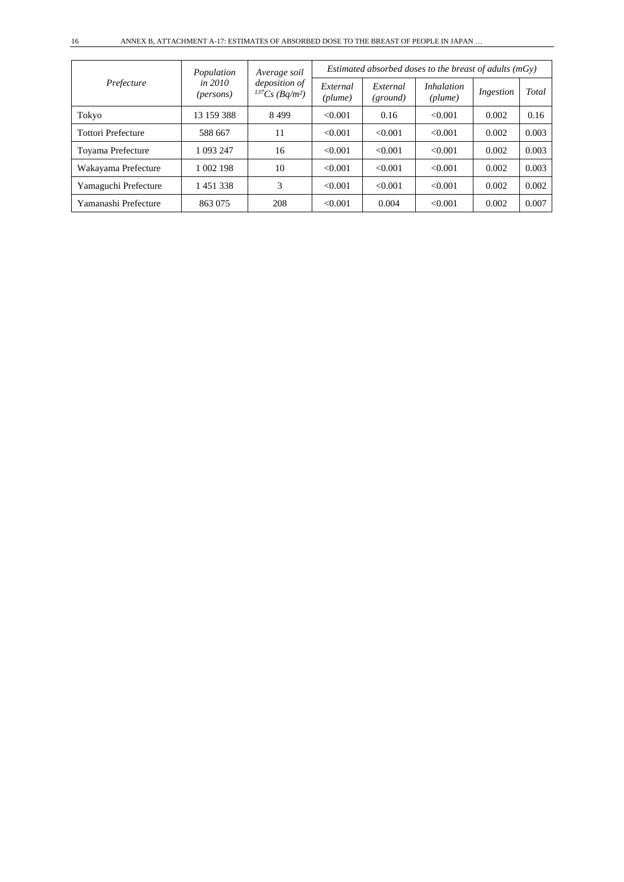| *Prefecture* | *Population in 2010 (persons)* | *Average soil deposition of $^{137}Cs$ (Bq/m²)* | *Estimated absorbed doses to the breast of adults (mGy)* | | | | |
|---|---|---|---|---|---|---|---|
| | | | *External (plume)* | *External (ground)* | *Inhalation (plume)* | *Ingestion* | *Total* |
| Tokyo | 13 159 388 | 8 499 | <0.001 | 0.16 | <0.001 | 0.002 | 0.16 |
| Tottori Prefecture | 588 667 | 11 | <0.001 | <0.001 | <0.001 | 0.002 | 0.003 |
| Toyama Prefecture | 1 093 247 | 16 | <0.001 | <0.001 | <0.001 | 0.002 | 0.003 |
| Wakayama Prefecture | 1 002 198 | 10 | <0.001 | <0.001 | <0.001 | 0.002 | 0.003 |
| Yamaguchi Prefecture | 1 451 338 | 3 | <0.001 | <0.001 | <0.001 | 0.002 | 0.002 |
| Yamanashi Prefecture | 863 075 | 208 | <0.001 | 0.004 | <0.001 | 0.002 | 0.007 |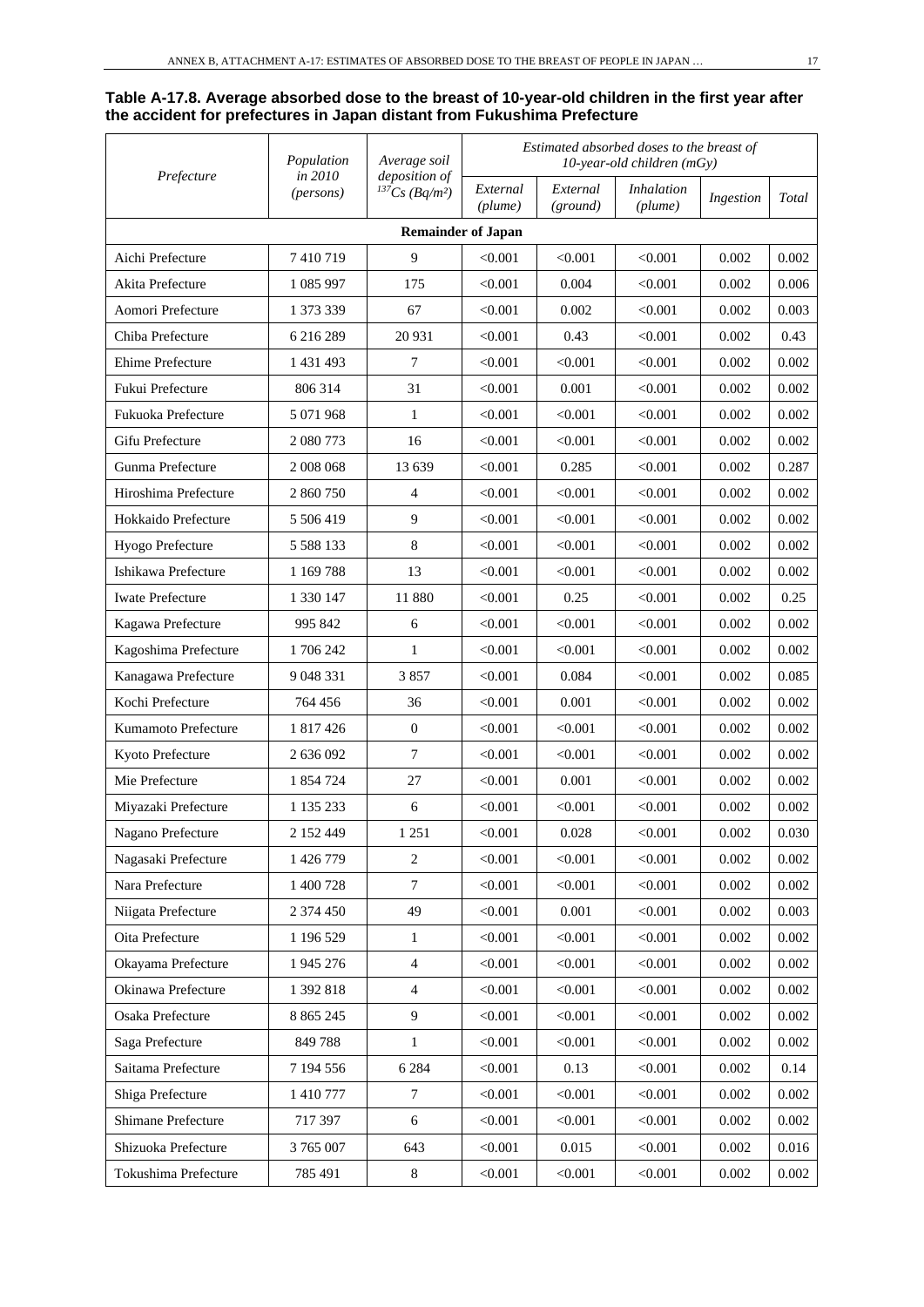**Table A-17.8. Average absorbed dose to the breast of 10-year-old children in the first year after the accident for prefectures in Japan distant from Fukushima Prefecture**

| Prefecture | Population in 2010 (persons) | Average soil deposition of $^{137}Cs$ ($Bq/m^2$) | Estimated absorbed doses to the breast of 10-year-old children (mGy) | | | | |
|---|---|---|---|---|---|---|---|
| | | | External (plume) | External (ground) | Inhalation (plume) | Ingestion | Total |
| **Remainder of Japan** | | | | | | | |
| Aichi Prefecture | 7 410 719 | 9 | <0.001 | <0.001 | <0.001 | 0.002 | 0.002 |
| Akita Prefecture | 1 085 997 | 175 | <0.001 | 0.004 | <0.001 | 0.002 | 0.006 |
| Aomori Prefecture | 1 373 339 | 67 | <0.001 | 0.002 | <0.001 | 0.002 | 0.003 |
| Chiba Prefecture | 6 216 289 | 20 931 | <0.001 | 0.43 | <0.001 | 0.002 | 0.43 |
| Ehime Prefecture | 1 431 493 | 7 | <0.001 | <0.001 | <0.001 | 0.002 | 0.002 |
| Fukui Prefecture | 806 314 | 31 | <0.001 | 0.001 | <0.001 | 0.002 | 0.002 |
| Fukuoka Prefecture | 5 071 968 | 1 | <0.001 | <0.001 | <0.001 | 0.002 | 0.002 |
| Gifu Prefecture | 2 080 773 | 16 | <0.001 | <0.001 | <0.001 | 0.002 | 0.002 |
| Gunma Prefecture | 2 008 068 | 13 639 | <0.001 | 0.285 | <0.001 | 0.002 | 0.287 |
| Hiroshima Prefecture | 2 860 750 | 4 | <0.001 | <0.001 | <0.001 | 0.002 | 0.002 |
| Hokkaido Prefecture | 5 506 419 | 9 | <0.001 | <0.001 | <0.001 | 0.002 | 0.002 |
| Hyogo Prefecture | 5 588 133 | 8 | <0.001 | <0.001 | <0.001 | 0.002 | 0.002 |
| Ishikawa Prefecture | 1 169 788 | 13 | <0.001 | <0.001 | <0.001 | 0.002 | 0.002 |
| Iwate Prefecture | 1 330 147 | 11 880 | <0.001 | 0.25 | <0.001 | 0.002 | 0.25 |
| Kagawa Prefecture | 995 842 | 6 | <0.001 | <0.001 | <0.001 | 0.002 | 0.002 |
| Kagoshima Prefecture | 1 706 242 | 1 | <0.001 | <0.001 | <0.001 | 0.002 | 0.002 |
| Kanagawa Prefecture | 9 048 331 | 3 857 | <0.001 | 0.084 | <0.001 | 0.002 | 0.085 |
| Kochi Prefecture | 764 456 | 36 | <0.001 | 0.001 | <0.001 | 0.002 | 0.002 |
| Kumamoto Prefecture | 1 817 426 | 0 | <0.001 | <0.001 | <0.001 | 0.002 | 0.002 |
| Kyoto Prefecture | 2 636 092 | 7 | <0.001 | <0.001 | <0.001 | 0.002 | 0.002 |
| Mie Prefecture | 1 854 724 | 27 | <0.001 | 0.001 | <0.001 | 0.002 | 0.002 |
| Miyazaki Prefecture | 1 135 233 | 6 | <0.001 | <0.001 | <0.001 | 0.002 | 0.002 |
| Nagano Prefecture | 2 152 449 | 1 251 | <0.001 | 0.028 | <0.001 | 0.002 | 0.030 |
| Nagasaki Prefecture | 1 426 779 | 2 | <0.001 | <0.001 | <0.001 | 0.002 | 0.002 |
| Nara Prefecture | 1 400 728 | 7 | <0.001 | <0.001 | <0.001 | 0.002 | 0.002 |
| Niigata Prefecture | 2 374 450 | 49 | <0.001 | 0.001 | <0.001 | 0.002 | 0.003 |
| Oita Prefecture | 1 196 529 | 1 | <0.001 | <0.001 | <0.001 | 0.002 | 0.002 |
| Okayama Prefecture | 1 945 276 | 4 | <0.001 | <0.001 | <0.001 | 0.002 | 0.002 |
| Okinawa Prefecture | 1 392 818 | 4 | <0.001 | <0.001 | <0.001 | 0.002 | 0.002 |
| Osaka Prefecture | 8 865 245 | 9 | <0.001 | <0.001 | <0.001 | 0.002 | 0.002 |
| Saga Prefecture | 849 788 | 1 | <0.001 | <0.001 | <0.001 | 0.002 | 0.002 |
| Saitama Prefecture | 7 194 556 | 6 284 | <0.001 | 0.13 | <0.001 | 0.002 | 0.14 |
| Shiga Prefecture | 1 410 777 | 7 | <0.001 | <0.001 | <0.001 | 0.002 | 0.002 |
| Shimane Prefecture | 717 397 | 6 | <0.001 | <0.001 | <0.001 | 0.002 | 0.002 |
| Shizuoka Prefecture | 3 765 007 | 643 | <0.001 | 0.015 | <0.001 | 0.002 | 0.016 |
| Tokushima Prefecture | 785 491 | 8 | <0.001 | <0.001 | <0.001 | 0.002 | 0.002 |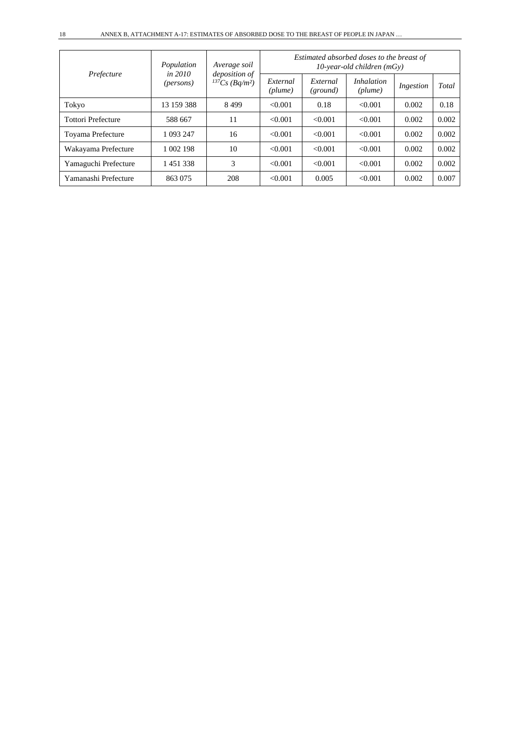| *Prefecture* | *Population in 2010 (persons)* | *Average soil deposition of $^{137}Cs$ (Bq/m²)* | *Estimated absorbed doses to the breast of 10-year-old children (mGy)* | | | | |
|---|---|---|---|---|---|---|---|
| | | | *External (plume)* | *External (ground)* | *Inhalation (plume)* | *Ingestion* | *Total* |
| Tokyo | 13 159 388 | 8 499 | <0.001 | 0.18 | <0.001 | 0.002 | 0.18 |
| Tottori Prefecture | 588 667 | 11 | <0.001 | <0.001 | <0.001 | 0.002 | 0.002 |
| Toyama Prefecture | 1 093 247 | 16 | <0.001 | <0.001 | <0.001 | 0.002 | 0.002 |
| Wakayama Prefecture | 1 002 198 | 10 | <0.001 | <0.001 | <0.001 | 0.002 | 0.002 |
| Yamaguchi Prefecture | 1 451 338 | 3 | <0.001 | <0.001 | <0.001 | 0.002 | 0.002 |
| Yamanashi Prefecture | 863 075 | 208 | <0.001 | 0.005 | <0.001 | 0.002 | 0.007 |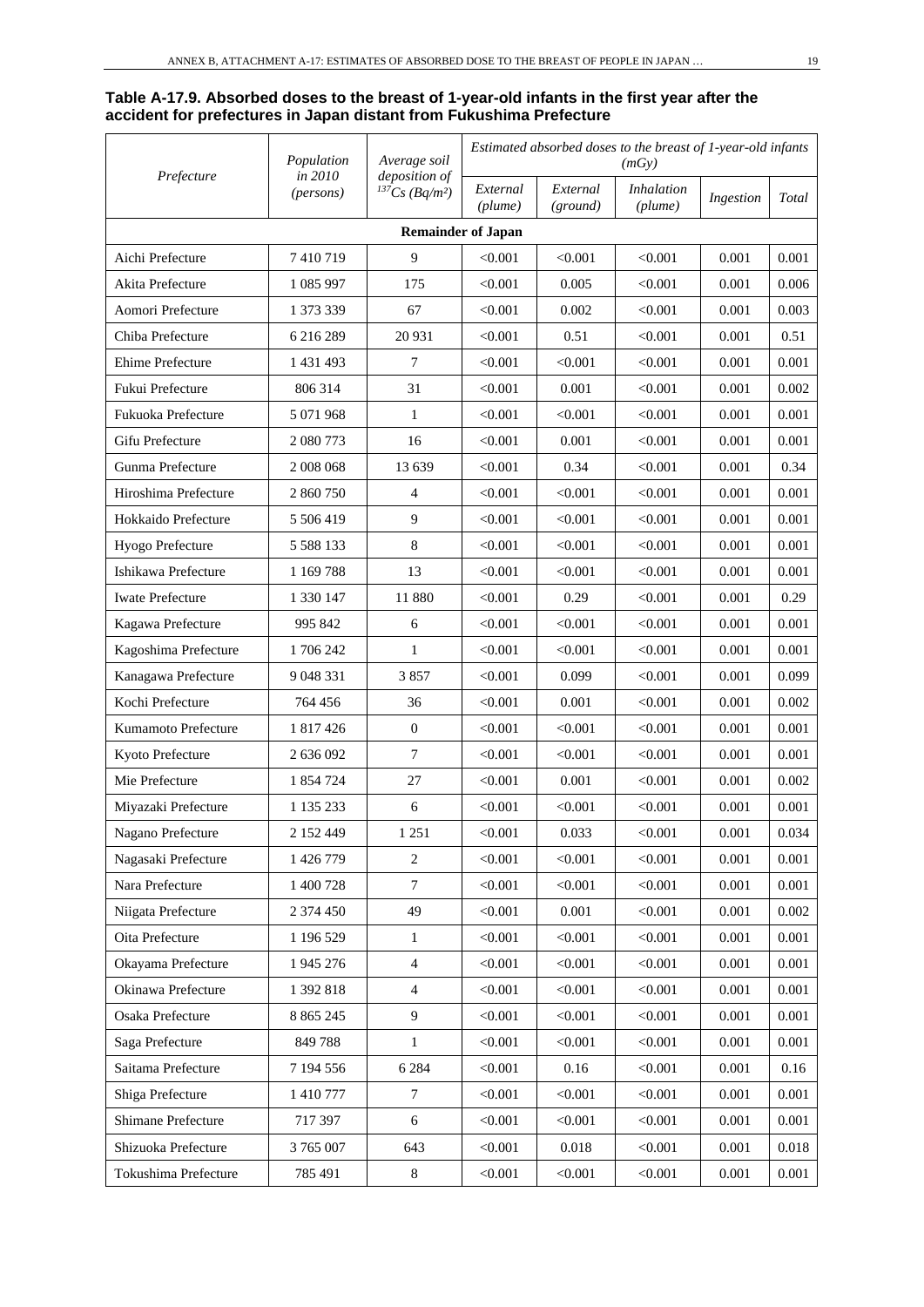**Table A-17.9. Absorbed doses to the breast of 1-year-old infants in the first year after the accident for prefectures in Japan distant from Fukushima Prefecture**

| Prefecture | Population in 2010 (persons) | Average soil deposition of $^{137}Cs$ (Bq/m²) | Estimated absorbed doses to the breast of 1-year-old infants (mGy) | | | | |
|---|---|---|---|---|---|---|---|
| | | | External (plume) | External (ground) | Inhalation (plume) | Ingestion | Total |
| **Remainder of Japan** | | | | | | | |
| Aichi Prefecture | 7 410 719 | 9 | <0.001 | <0.001 | <0.001 | 0.001 | 0.001 |
| Akita Prefecture | 1 085 997 | 175 | <0.001 | 0.005 | <0.001 | 0.001 | 0.006 |
| Aomori Prefecture | 1 373 339 | 67 | <0.001 | 0.002 | <0.001 | 0.001 | 0.003 |
| Chiba Prefecture | 6 216 289 | 20 931 | <0.001 | 0.51 | <0.001 | 0.001 | 0.51 |
| Ehime Prefecture | 1 431 493 | 7 | <0.001 | <0.001 | <0.001 | 0.001 | 0.001 |
| Fukui Prefecture | 806 314 | 31 | <0.001 | 0.001 | <0.001 | 0.001 | 0.002 |
| Fukuoka Prefecture | 5 071 968 | 1 | <0.001 | <0.001 | <0.001 | 0.001 | 0.001 |
| Gifu Prefecture | 2 080 773 | 16 | <0.001 | 0.001 | <0.001 | 0.001 | 0.001 |
| Gunma Prefecture | 2 008 068 | 13 639 | <0.001 | 0.34 | <0.001 | 0.001 | 0.34 |
| Hiroshima Prefecture | 2 860 750 | 4 | <0.001 | <0.001 | <0.001 | 0.001 | 0.001 |
| Hokkaido Prefecture | 5 506 419 | 9 | <0.001 | <0.001 | <0.001 | 0.001 | 0.001 |
| Hyogo Prefecture | 5 588 133 | 8 | <0.001 | <0.001 | <0.001 | 0.001 | 0.001 |
| Ishikawa Prefecture | 1 169 788 | 13 | <0.001 | <0.001 | <0.001 | 0.001 | 0.001 |
| Iwate Prefecture | 1 330 147 | 11 880 | <0.001 | 0.29 | <0.001 | 0.001 | 0.29 |
| Kagawa Prefecture | 995 842 | 6 | <0.001 | <0.001 | <0.001 | 0.001 | 0.001 |
| Kagoshima Prefecture | 1 706 242 | 1 | <0.001 | <0.001 | <0.001 | 0.001 | 0.001 |
| Kanagawa Prefecture | 9 048 331 | 3 857 | <0.001 | 0.099 | <0.001 | 0.001 | 0.099 |
| Kochi Prefecture | 764 456 | 36 | <0.001 | 0.001 | <0.001 | 0.001 | 0.002 |
| Kumamoto Prefecture | 1 817 426 | 0 | <0.001 | <0.001 | <0.001 | 0.001 | 0.001 |
| Kyoto Prefecture | 2 636 092 | 7 | <0.001 | <0.001 | <0.001 | 0.001 | 0.001 |
| Mie Prefecture | 1 854 724 | 27 | <0.001 | 0.001 | <0.001 | 0.001 | 0.002 |
| Miyazaki Prefecture | 1 135 233 | 6 | <0.001 | <0.001 | <0.001 | 0.001 | 0.001 |
| Nagano Prefecture | 2 152 449 | 1 251 | <0.001 | 0.033 | <0.001 | 0.001 | 0.034 |
| Nagasaki Prefecture | 1 426 779 | 2 | <0.001 | <0.001 | <0.001 | 0.001 | 0.001 |
| Nara Prefecture | 1 400 728 | 7 | <0.001 | <0.001 | <0.001 | 0.001 | 0.001 |
| Niigata Prefecture | 2 374 450 | 49 | <0.001 | 0.001 | <0.001 | 0.001 | 0.002 |
| Oita Prefecture | 1 196 529 | 1 | <0.001 | <0.001 | <0.001 | 0.001 | 0.001 |
| Okayama Prefecture | 1 945 276 | 4 | <0.001 | <0.001 | <0.001 | 0.001 | 0.001 |
| Okinawa Prefecture | 1 392 818 | 4 | <0.001 | <0.001 | <0.001 | 0.001 | 0.001 |
| Osaka Prefecture | 8 865 245 | 9 | <0.001 | <0.001 | <0.001 | 0.001 | 0.001 |
| Saga Prefecture | 849 788 | 1 | <0.001 | <0.001 | <0.001 | 0.001 | 0.001 |
| Saitama Prefecture | 7 194 556 | 6 284 | <0.001 | 0.16 | <0.001 | 0.001 | 0.16 |
| Shiga Prefecture | 1 410 777 | 7 | <0.001 | <0.001 | <0.001 | 0.001 | 0.001 |
| Shimane Prefecture | 717 397 | 6 | <0.001 | <0.001 | <0.001 | 0.001 | 0.001 |
| Shizuoka Prefecture | 3 765 007 | 643 | <0.001 | 0.018 | <0.001 | 0.001 | 0.018 |
| Tokushima Prefecture | 785 491 | 8 | <0.001 | <0.001 | <0.001 | 0.001 | 0.001 |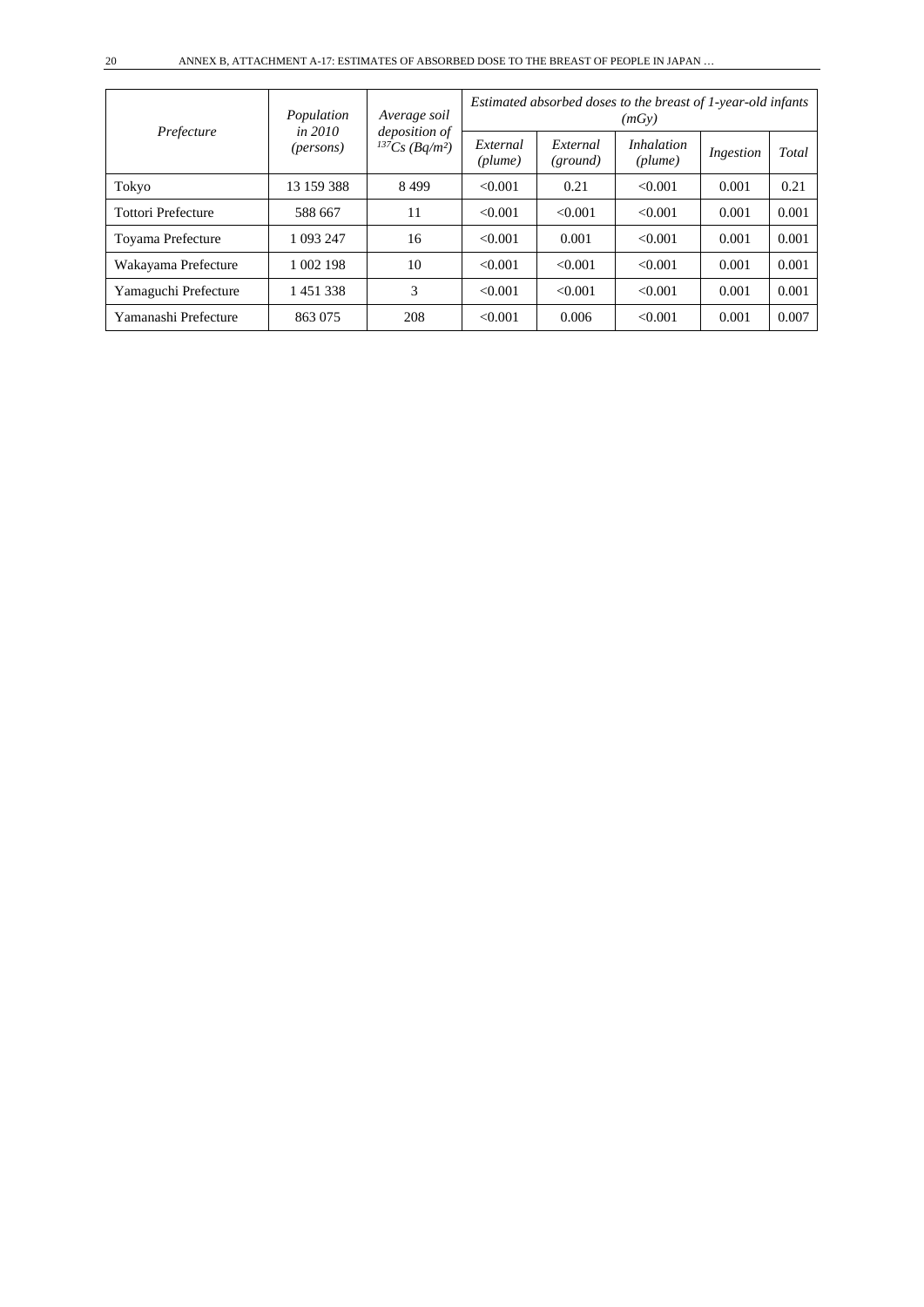| *Prefecture* | *Population in 2010 (persons)* | *Average soil deposition of $^{137}Cs$ (Bq/m²)* | *Estimated absorbed doses to the breast of 1-year-old infants (mGy)* | | | | |
|---|---|---|---|---|---|---|---|
| | | | *External (plume)* | *External (ground)* | *Inhalation (plume)* | *Ingestion* | *Total* |
| Tokyo | 13 159 388 | 8 499 | <0.001 | 0.21 | <0.001 | 0.001 | 0.21 |
| Tottori Prefecture | 588 667 | 11 | <0.001 | <0.001 | <0.001 | 0.001 | 0.001 |
| Toyama Prefecture | 1 093 247 | 16 | <0.001 | 0.001 | <0.001 | 0.001 | 0.001 |
| Wakayama Prefecture | 1 002 198 | 10 | <0.001 | <0.001 | <0.001 | 0.001 | 0.001 |
| Yamaguchi Prefecture | 1 451 338 | 3 | <0.001 | <0.001 | <0.001 | 0.001 | 0.001 |
| Yamanashi Prefecture | 863 075 | 208 | <0.001 | 0.006 | <0.001 | 0.001 | 0.007 |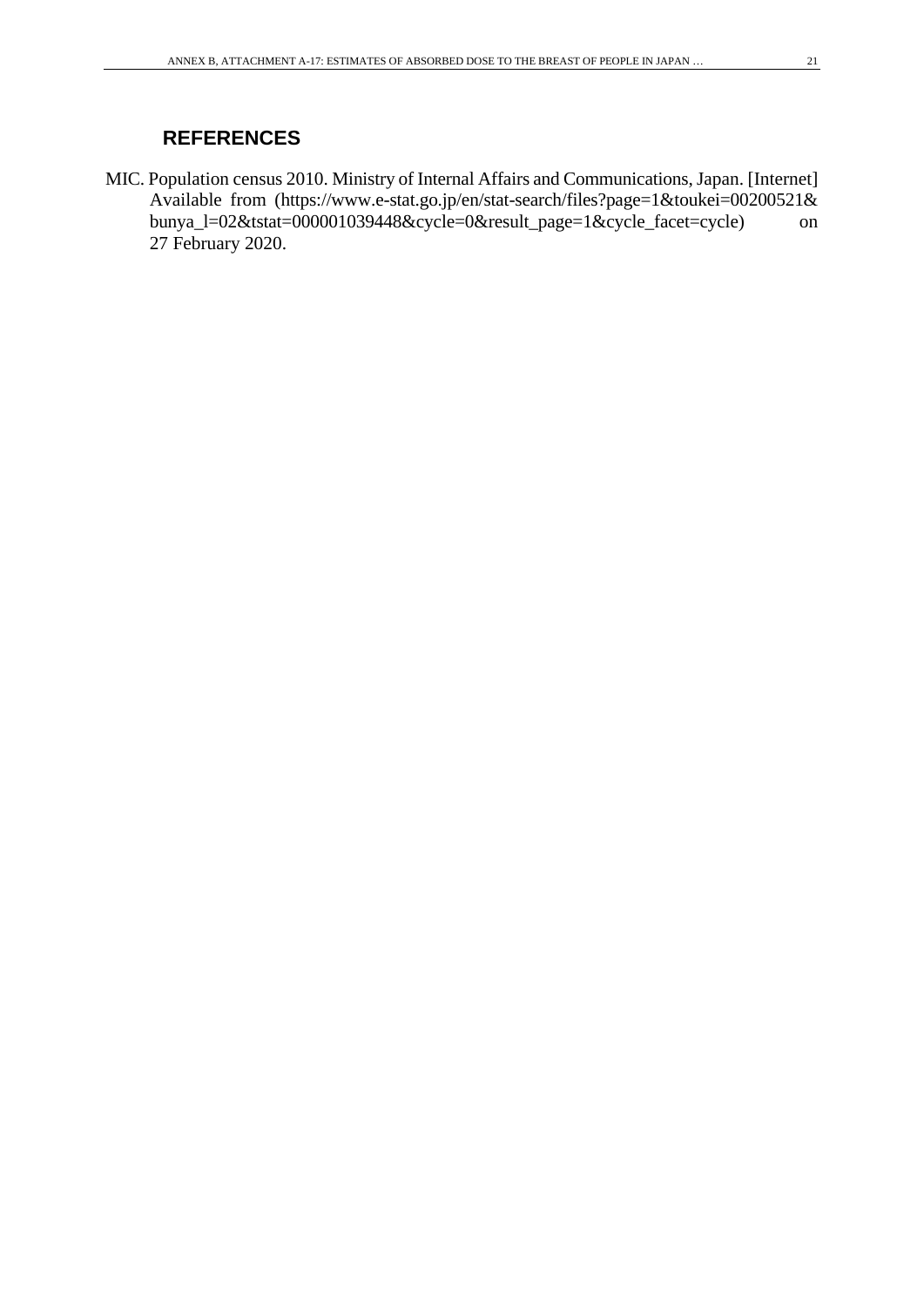## REFERENCES

MIC. Population census 2010. Ministry of Internal Affairs and Communications, Japan. [Internet] Available from (https://www.e-stat.go.jp/en/stat-search/files?page=1&toukei=00200521&bunya_l=02&tstat=000001039448&cycle=0&result_page=1&cycle_facet=cycle) on 27 February 2020.